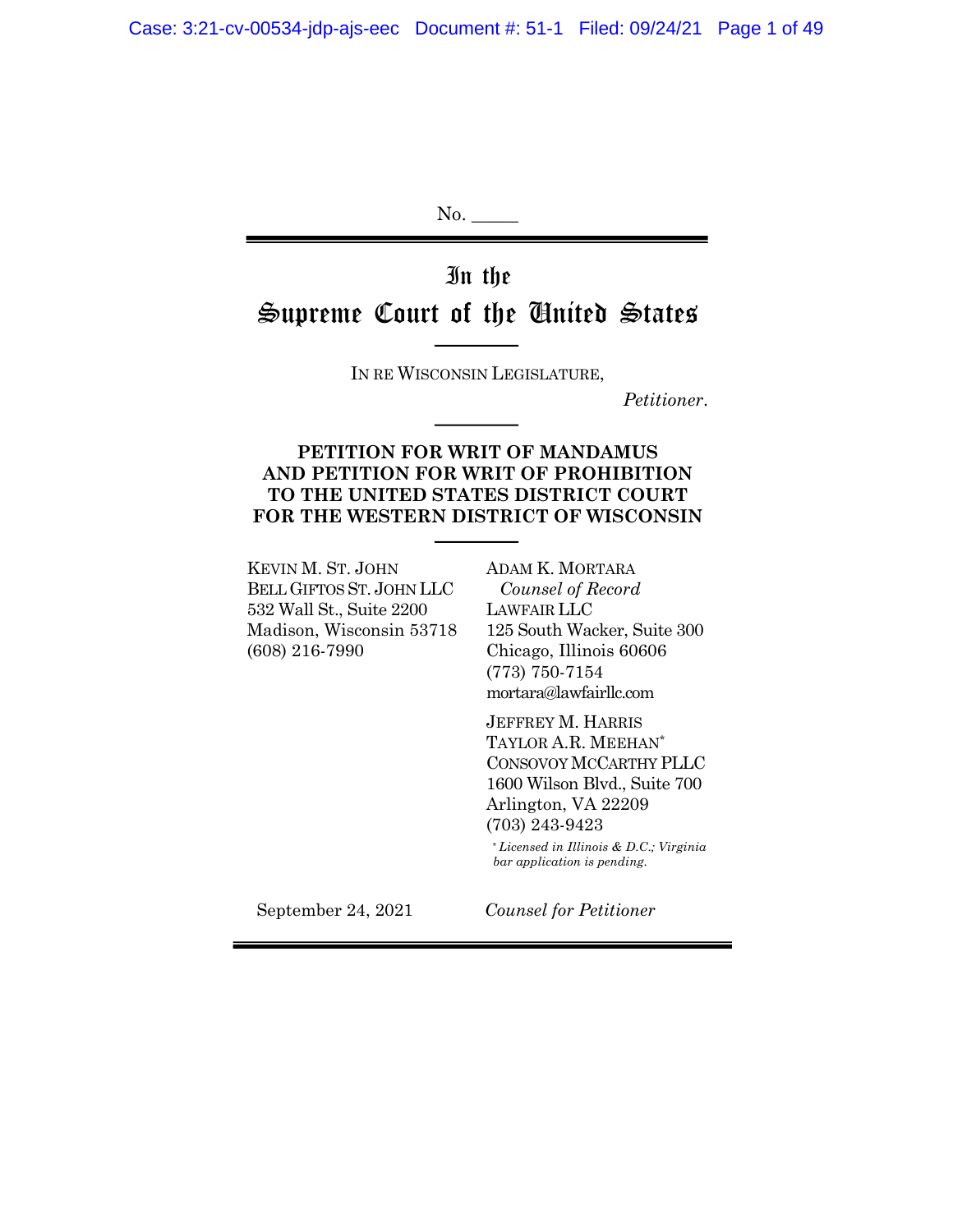No. _____

# In the Supreme Court of the United States

IN RE WISCONSIN LEGISLATURE,

*Petitioner*.

**PETITION FOR WRIT OF MANDAMUS AND PETITION FOR WRIT OF PROHIBITION TO THE UNITED STATES DISTRICT COURT FOR THE WESTERN DISTRICT OF WISCONSIN**

KEVIN M. ST. JOHN
BELL GIFTOS ST. JOHN LLC
532 Wall St., Suite 2200
Madison, Wisconsin 53718
(608) 216-7990

ADAM K. MORTARA
*Counsel of Record*
LAWFAIR LLC
125 South Wacker, Suite 300
Chicago, Illinois 60606
(773) 750-7154
mortara@lawfairllc.com

JEFFREY M. HARRIS
TAYLOR A.R. MEEHAN*
CONSOVOY MCCARTHY PLLC
1600 Wilson Blvd., Suite 700
Arlington, VA 22209
(703) 243-9423

\* *Licensed in Illinois & D.C.; Virginia bar application is pending.*

September 24, 2021

*Counsel for Petitioner*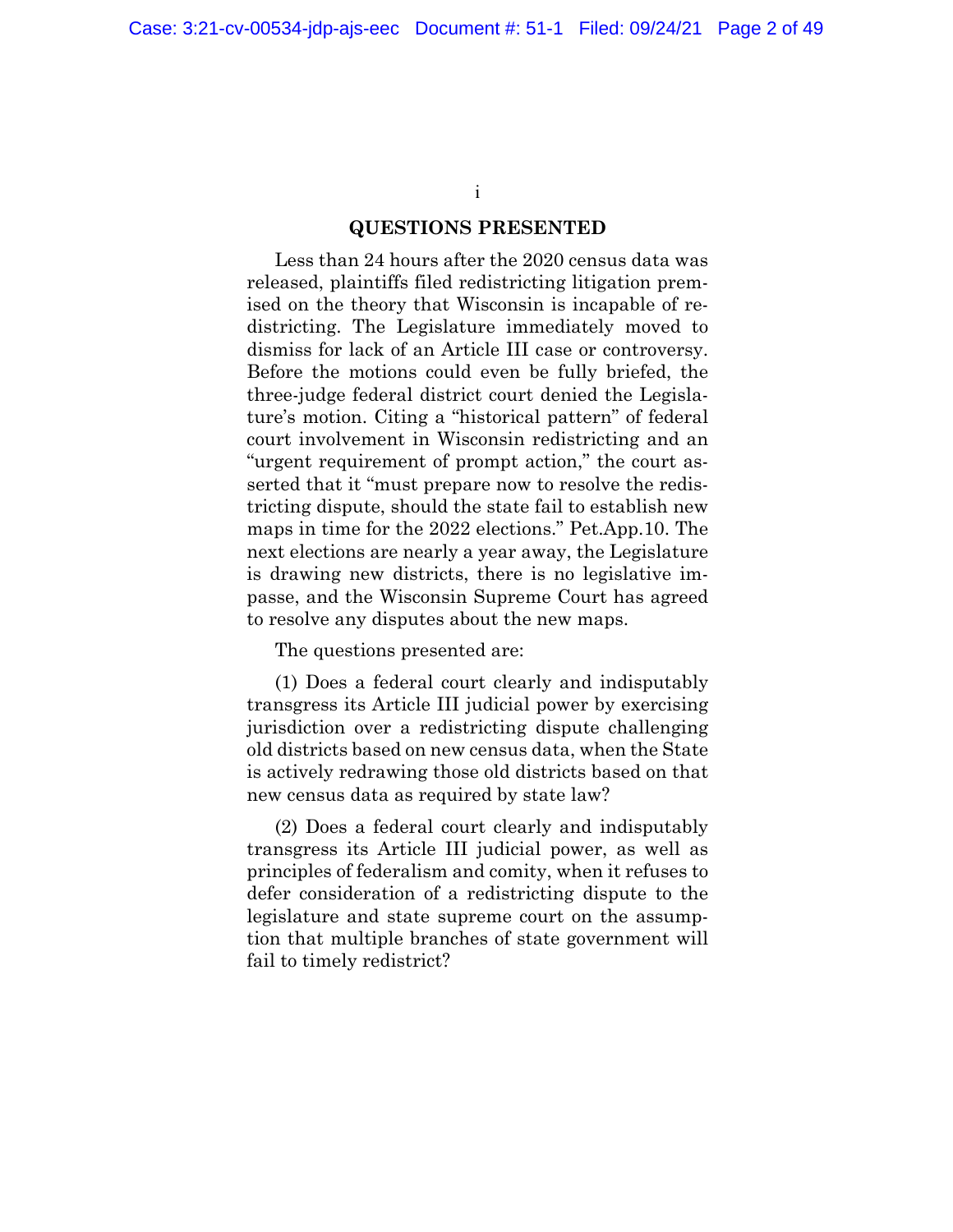## QUESTIONS PRESENTED

Less than 24 hours after the 2020 census data was released, plaintiffs filed redistricting litigation premised on the theory that Wisconsin is incapable of redistricting. The Legislature immediately moved to dismiss for lack of an Article III case or controversy. Before the motions could even be fully briefed, the three-judge federal district court denied the Legislature's motion. Citing a "historical pattern" of federal court involvement in Wisconsin redistricting and an "urgent requirement of prompt action," the court asserted that it "must prepare now to resolve the redistricting dispute, should the state fail to establish new maps in time for the 2022 elections." Pet.App.10. The next elections are nearly a year away, the Legislature is drawing new districts, there is no legislative impasse, and the Wisconsin Supreme Court has agreed to resolve any disputes about the new maps.

The questions presented are:

(1) Does a federal court clearly and indisputably transgress its Article III judicial power by exercising jurisdiction over a redistricting dispute challenging old districts based on new census data, when the State is actively redrawing those old districts based on that new census data as required by state law?

(2) Does a federal court clearly and indisputably transgress its Article III judicial power, as well as principles of federalism and comity, when it refuses to defer consideration of a redistricting dispute to the legislature and state supreme court on the assumption that multiple branches of state government will fail to timely redistrict?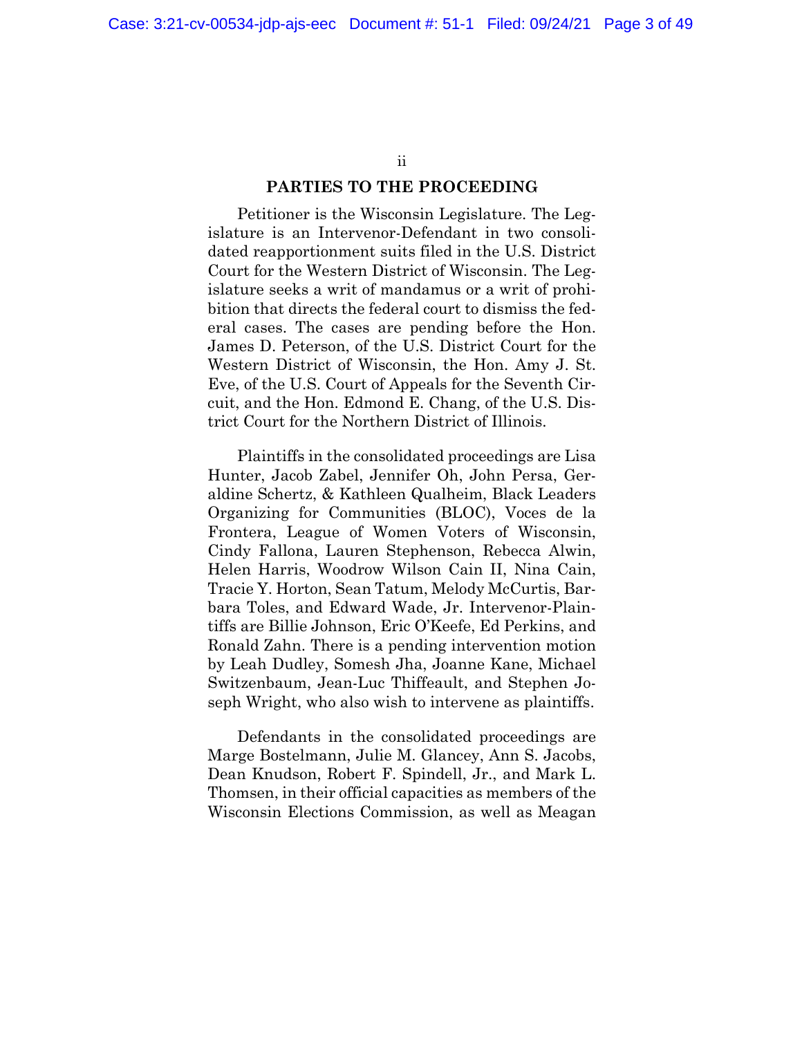## PARTIES TO THE PROCEEDING

Petitioner is the Wisconsin Legislature. The Legislature is an Intervenor-Defendant in two consolidated reapportionment suits filed in the U.S. District Court for the Western District of Wisconsin. The Legislature seeks a writ of mandamus or a writ of prohibition that directs the federal court to dismiss the federal cases. The cases are pending before the Hon. James D. Peterson, of the U.S. District Court for the Western District of Wisconsin, the Hon. Amy J. St. Eve, of the U.S. Court of Appeals for the Seventh Circuit, and the Hon. Edmond E. Chang, of the U.S. District Court for the Northern District of Illinois.

Plaintiffs in the consolidated proceedings are Lisa Hunter, Jacob Zabel, Jennifer Oh, John Persa, Geraldine Schertz, & Kathleen Qualheim, Black Leaders Organizing for Communities (BLOC), Voces de la Frontera, League of Women Voters of Wisconsin, Cindy Fallona, Lauren Stephenson, Rebecca Alwin, Helen Harris, Woodrow Wilson Cain II, Nina Cain, Tracie Y. Horton, Sean Tatum, Melody McCurtis, Barbara Toles, and Edward Wade, Jr. Intervenor-Plaintiffs are Billie Johnson, Eric O'Keefe, Ed Perkins, and Ronald Zahn. There is a pending intervention motion by Leah Dudley, Somesh Jha, Joanne Kane, Michael Switzenbaum, Jean-Luc Thiffeault, and Stephen Joseph Wright, who also wish to intervene as plaintiffs.

Defendants in the consolidated proceedings are Marge Bostelmann, Julie M. Glancey, Ann S. Jacobs, Dean Knudson, Robert F. Spindell, Jr., and Mark L. Thomsen, in their official capacities as members of the Wisconsin Elections Commission, as well as Meagan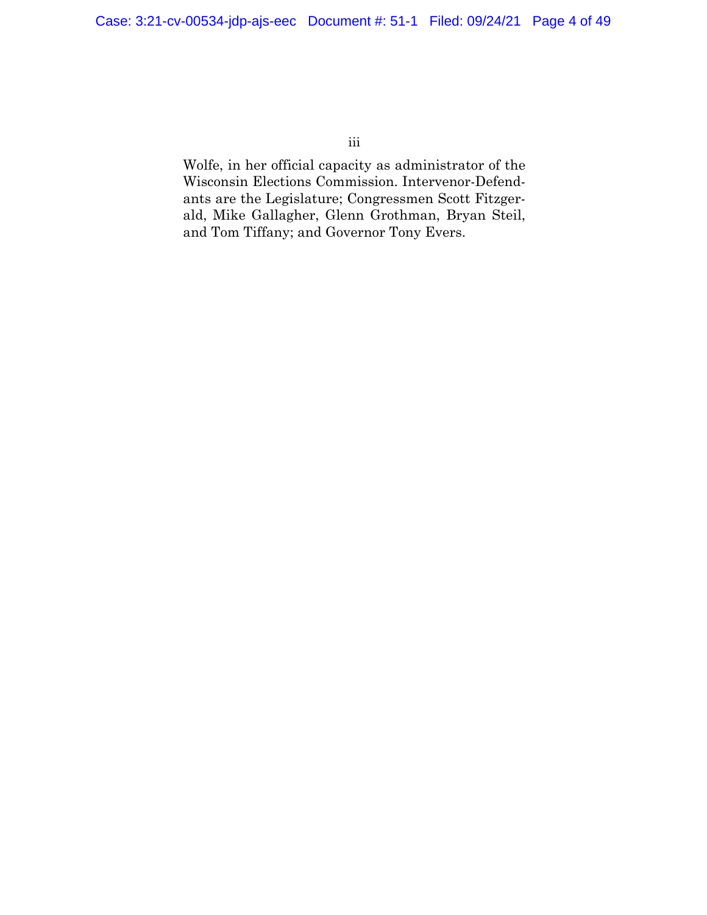Wolfe, in her official capacity as administrator of the Wisconsin Elections Commission. Intervenor-Defendants are the Legislature; Congressmen Scott Fitzgerald, Mike Gallagher, Glenn Grothman, Bryan Steil, and Tom Tiffany; and Governor Tony Evers.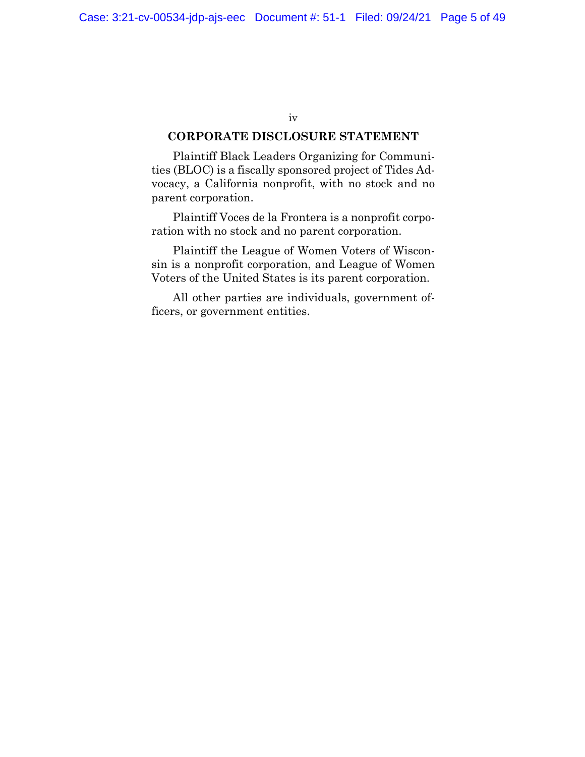## CORPORATE DISCLOSURE STATEMENT

Plaintiff Black Leaders Organizing for Communities (BLOC) is a fiscally sponsored project of Tides Advocacy, a California nonprofit, with no stock and no parent corporation.

Plaintiff Voces de la Frontera is a nonprofit corporation with no stock and no parent corporation.

Plaintiff the League of Women Voters of Wisconsin is a nonprofit corporation, and League of Women Voters of the United States is its parent corporation.

All other parties are individuals, government officers, or government entities.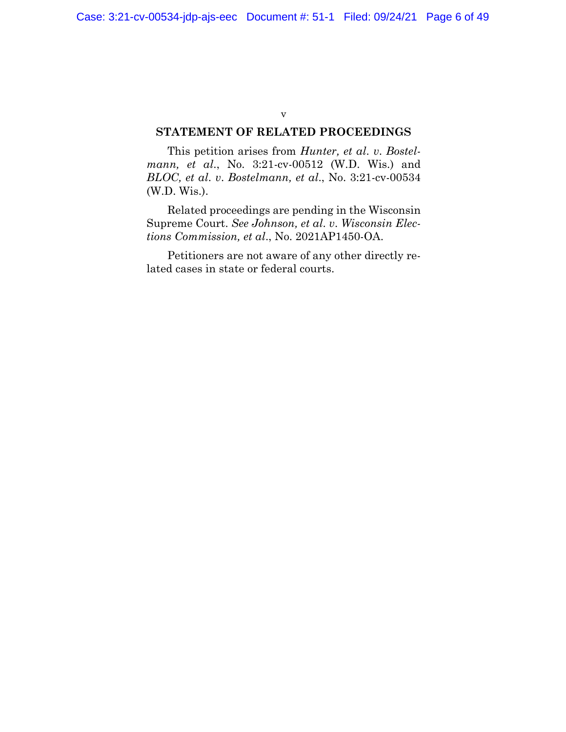## STATEMENT OF RELATED PROCEEDINGS

This petition arises from *Hunter, et al. v. Bostelmann, et al.*, No. 3:21-cv-00512 (W.D. Wis.) and *BLOC, et al. v. Bostelmann, et al.*, No. 3:21-cv-00534 (W.D. Wis.).

Related proceedings are pending in the Wisconsin Supreme Court. *See Johnson, et al. v. Wisconsin Elections Commission, et al.*, No. 2021AP1450-OA.

Petitioners are not aware of any other directly related cases in state or federal courts.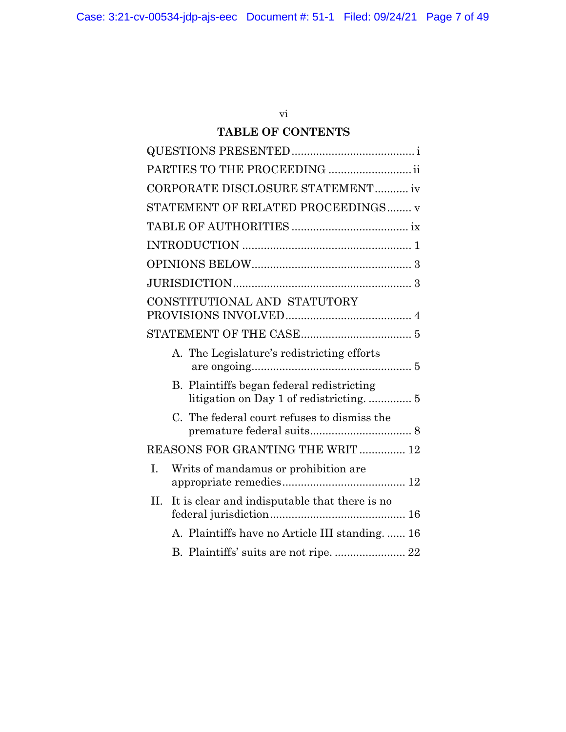## TABLE OF CONTENTS

QUESTIONS PRESENTED ........................................ i

PARTIES TO THE PROCEEDING ........................... ii

CORPORATE DISCLOSURE STATEMENT ........... iv

STATEMENT OF RELATED PROCEEDINGS ........ v

TABLE OF AUTHORITIES ...................................... ix

INTRODUCTION ....................................................... 1

OPINIONS BELOW .................................................... 3

JURISDICTION .......................................................... 3

CONSTITUTIONAL AND STATUTORY PROVISIONS INVOLVED ......................................... 4

STATEMENT OF THE CASE .................................... 5

- A. The Legislature's redistricting efforts are ongoing .................................................... 5
- B. Plaintiffs began federal redistricting litigation on Day 1 of redistricting. .............. 5
- C. The federal court refuses to dismiss the premature federal suits ................................. 8

REASONS FOR GRANTING THE WRIT ............... 12

- I. Writs of mandamus or prohibition are appropriate remedies ........................................ 12
- II. It is clear and indisputable that there is no federal jurisdiction ............................................ 16
  - A. Plaintiffs have no Article III standing. ...... 16
  - B. Plaintiffs' suits are not ripe. ....................... 22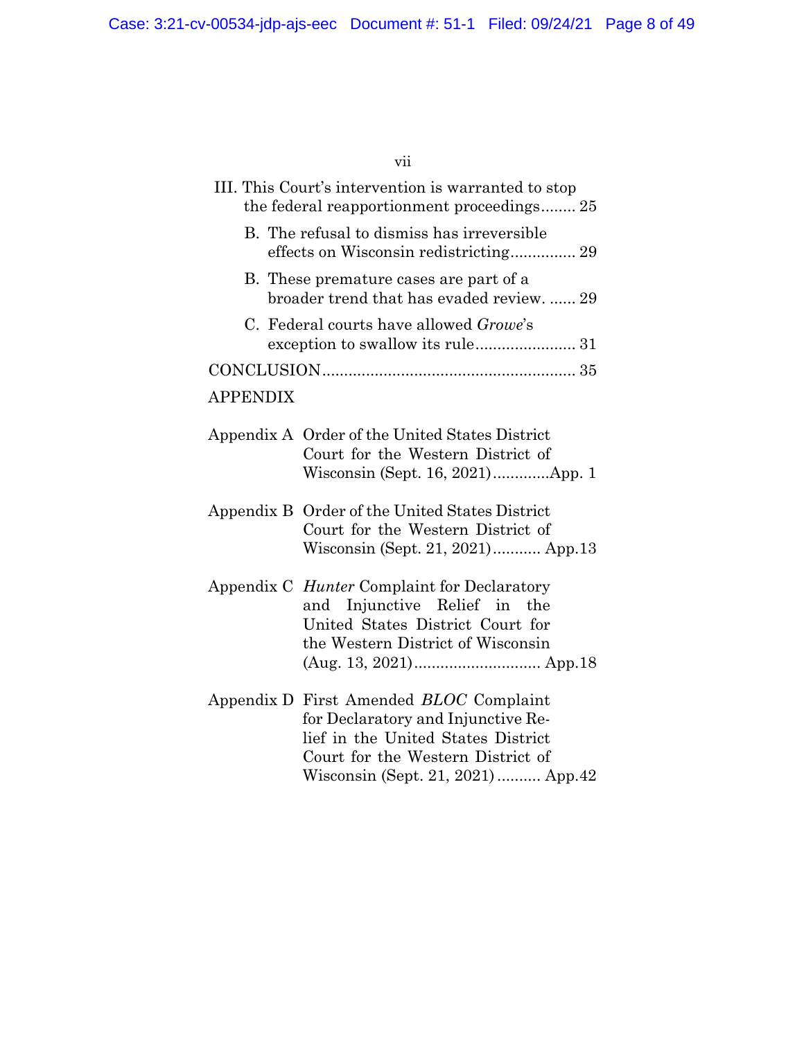III. This Court's intervention is warranted to stop the federal reapportionment proceedings........ 25

B. The refusal to dismiss has irreversible effects on Wisconsin redistricting.............. 29

B. These premature cases are part of a broader trend that has evaded review. ...... 29

C. Federal courts have allowed *Growe*'s exception to swallow its rule....................... 31

CONCLUSION......................................................... 35

APPENDIX

Appendix A Order of the United States District Court for the Western District of Wisconsin (Sept. 16, 2021).............App. 1

Appendix B Order of the United States District Court for the Western District of Wisconsin (Sept. 21, 2021)........... App.13

Appendix C *Hunter* Complaint for Declaratory and Injunctive Relief in the United States District Court for the Western District of Wisconsin (Aug. 13, 2021)............................ App.18

Appendix D First Amended *BLOC* Complaint for Declaratory and Injunctive Relief in the United States District Court for the Western District of Wisconsin (Sept. 21, 2021).......... App.42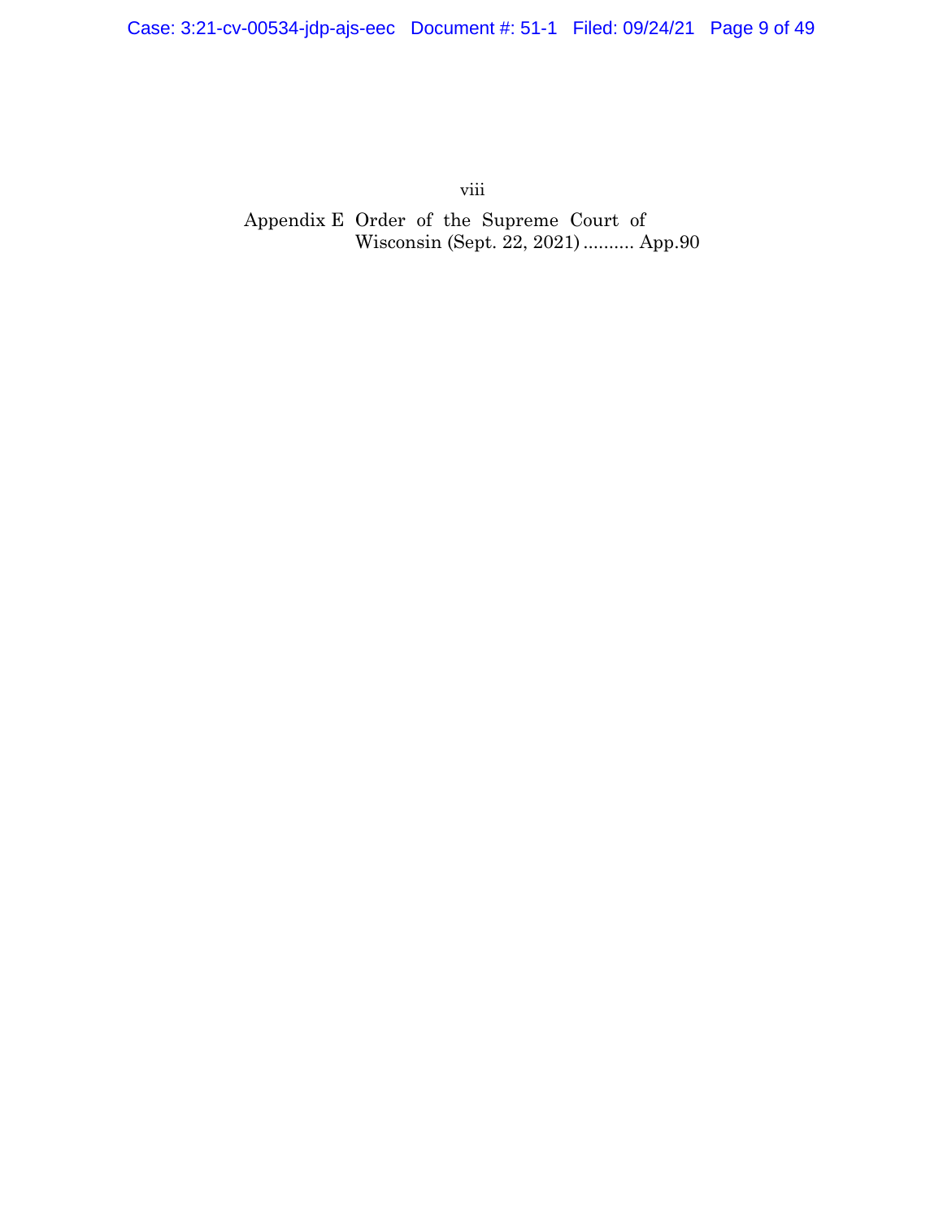Appendix E Order of the Supreme Court of Wisconsin (Sept. 22, 2021) .......... App.90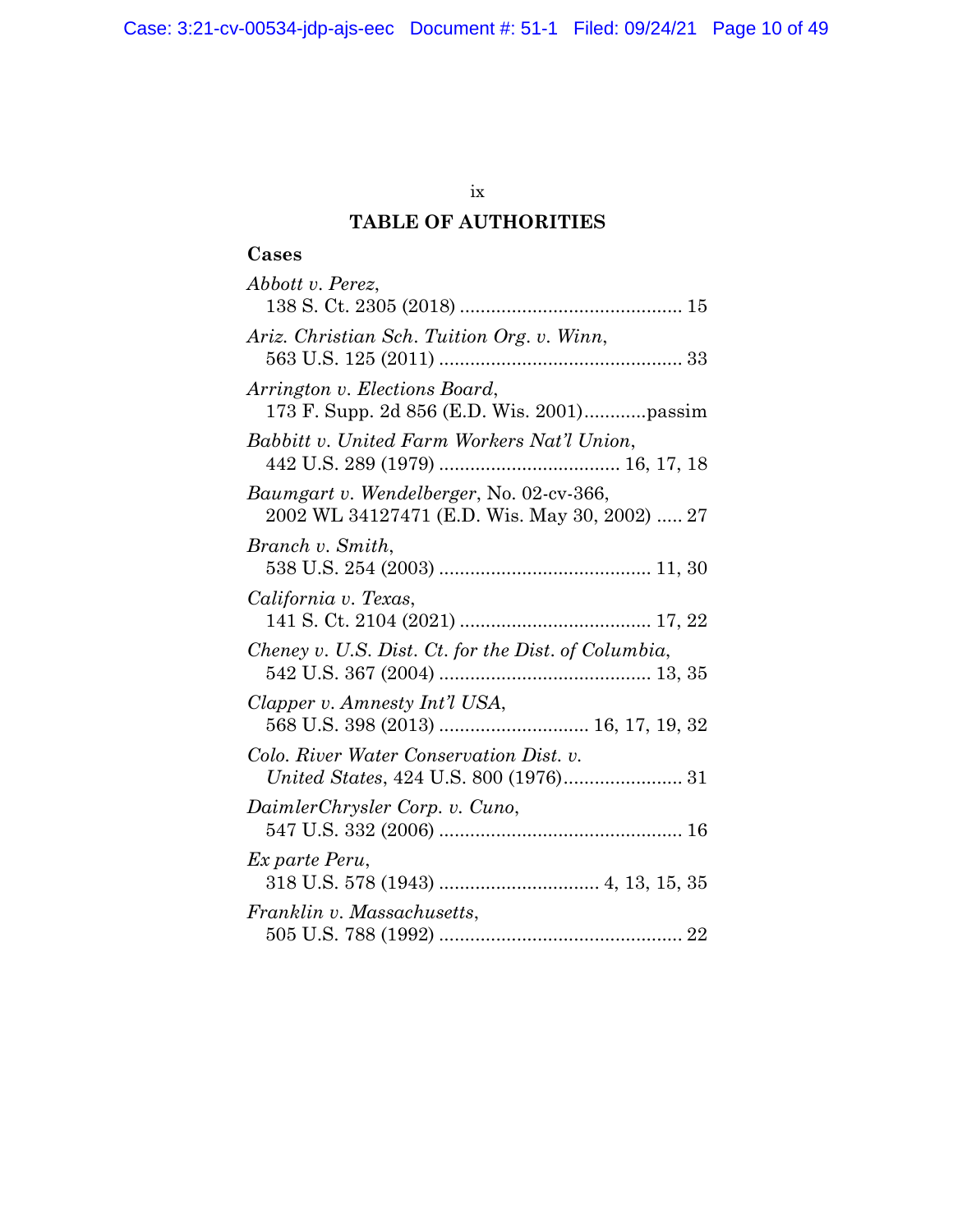## TABLE OF AUTHORITIES

### Cases

*Abbott v. Perez*,
138 S. Ct. 2305 (2018) .......................................... 15

*Ariz. Christian Sch. Tuition Org. v. Winn*,
563 U.S. 125 (2011) .............................................. 33

*Arrington v. Elections Board*,
173 F. Supp. 2d 856 (E.D. Wis. 2001)............passim

*Babbitt v. United Farm Workers Nat'l Union*,
442 U.S. 289 (1979) .................................. 16, 17, 18

*Baumgart v. Wendelberger*, No. 02-cv-366,
2002 WL 34127471 (E.D. Wis. May 30, 2002) ..... 27

*Branch v. Smith*,
538 U.S. 254 (2003) ........................................ 11, 30

*California v. Texas*,
141 S. Ct. 2104 (2021) .................................... 17, 22

*Cheney v. U.S. Dist. Ct. for the Dist. of Columbia*,
542 U.S. 367 (2004) ........................................ 13, 35

*Clapper v. Amnesty Int'l USA*,
568 U.S. 398 (2013) ............................ 16, 17, 19, 32

*Colo. River Water Conservation Dist. v. United States*, 424 U.S. 800 (1976)....................... 31

*DaimlerChrysler Corp. v. Cuno*,
547 U.S. 332 (2006) .............................................. 16

*Ex parte Peru*,
318 U.S. 578 (1943) .............................. 4, 13, 15, 35

*Franklin v. Massachusetts*,
505 U.S. 788 (1992) .............................................. 22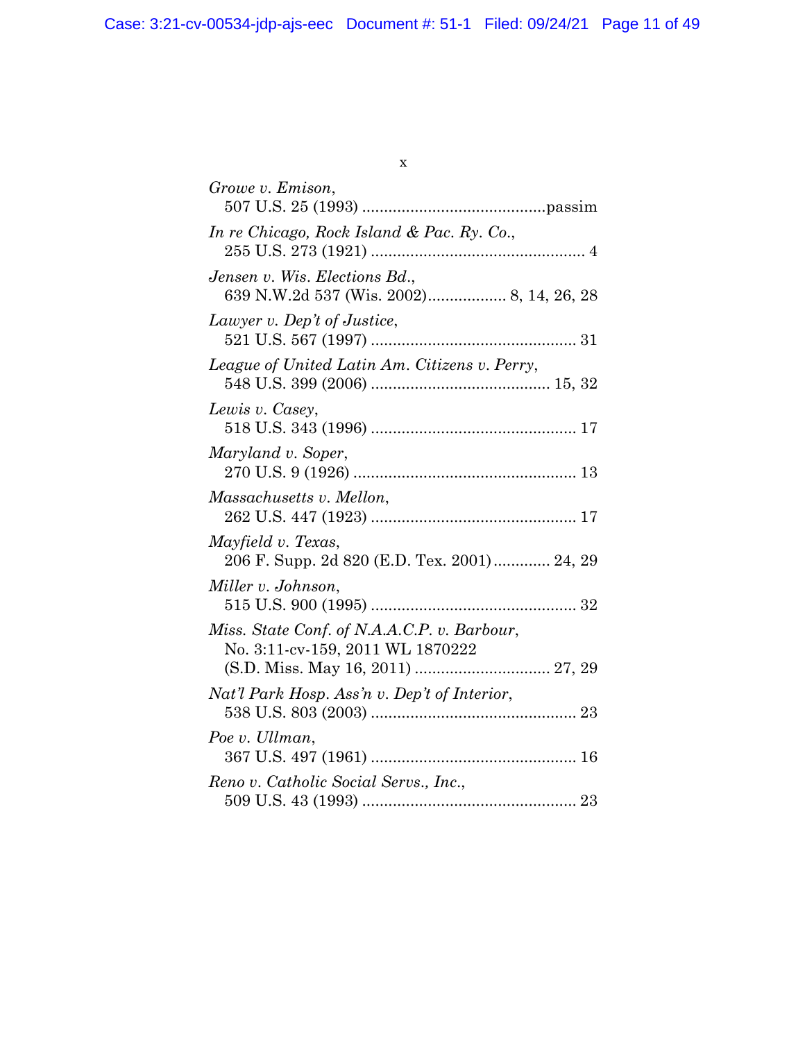*Growe v. Emison*,
507 U.S. 25 (1993) ..........................................passim

*In re Chicago, Rock Island & Pac. Ry. Co.*,
255 U.S. 273 (1921) ................................................. 4

*Jensen v. Wis. Elections Bd.*,
639 N.W.2d 537 (Wis. 2002).................. 8, 14, 26, 28

*Lawyer v. Dep't of Justice*,
521 U.S. 567 (1997) ............................................... 31

*League of United Latin Am. Citizens v. Perry*,
548 U.S. 399 (2006) ......................................... 15, 32

*Lewis v. Casey*,
518 U.S. 343 (1996) ............................................... 17

*Maryland v. Soper*,
270 U.S. 9 (1926) ................................................... 13

*Massachusetts v. Mellon*,
262 U.S. 447 (1923) ............................................... 17

*Mayfield v. Texas*,
206 F. Supp. 2d 820 (E.D. Tex. 2001)............. 24, 29

*Miller v. Johnson*,
515 U.S. 900 (1995) ............................................... 32

*Miss. State Conf. of N.A.A.C.P. v. Barbour*,
No. 3:11-cv-159, 2011 WL 1870222
(S.D. Miss. May 16, 2011) ............................... 27, 29

*Nat'l Park Hosp. Ass'n v. Dep't of Interior*,
538 U.S. 803 (2003) ............................................... 23

*Poe v. Ullman*,
367 U.S. 497 (1961) ............................................... 16

*Reno v. Catholic Social Servs., Inc.*,
509 U.S. 43 (1993) ................................................. 23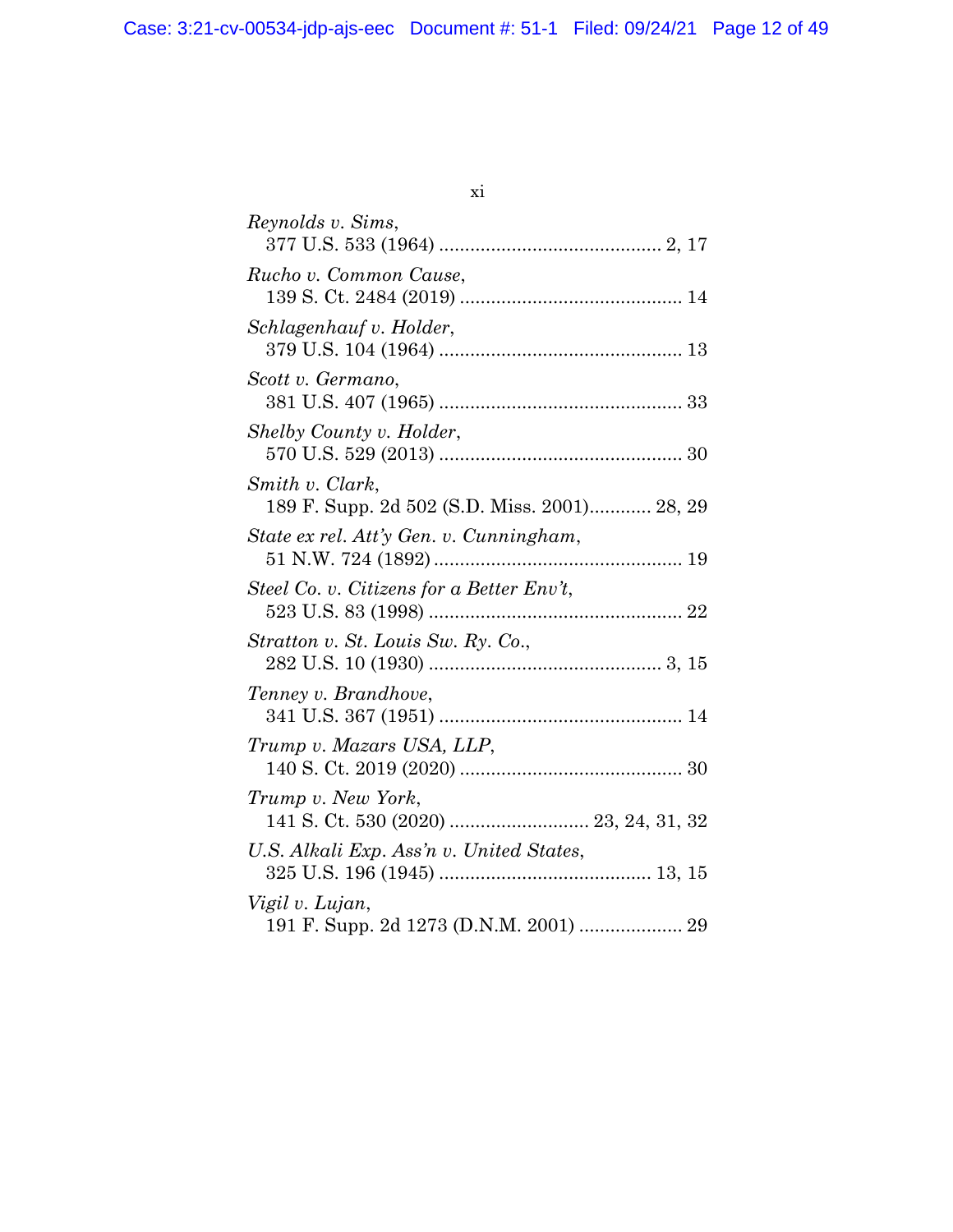*Reynolds v. Sims*,
377 U.S. 533 (1964) .......................................... 2, 17

*Rucho v. Common Cause*,
139 S. Ct. 2484 (2019) .......................................... 14

*Schlagenhauf v. Holder*,
379 U.S. 104 (1964) .............................................. 13

*Scott v. Germano*,
381 U.S. 407 (1965) .............................................. 33

*Shelby County v. Holder*,
570 U.S. 529 (2013) .............................................. 30

*Smith v. Clark*,
189 F. Supp. 2d 502 (S.D. Miss. 2001)............ 28, 29

*State ex rel. Att'y Gen. v. Cunningham*,
51 N.W. 724 (1892) ................................................ 19

*Steel Co. v. Citizens for a Better Env't*,
523 U.S. 83 (1998) ................................................ 22

*Stratton v. St. Louis Sw. Ry. Co.*,
282 U.S. 10 (1930) ............................................ 3, 15

*Tenney v. Brandhove*,
341 U.S. 367 (1951) .............................................. 14

*Trump v. Mazars USA, LLP*,
140 S. Ct. 2019 (2020) .......................................... 30

*Trump v. New York*,
141 S. Ct. 530 (2020) .......................... 23, 24, 31, 32

*U.S. Alkali Exp. Ass'n v. United States*,
325 U.S. 196 (1945) ........................................ 13, 15

*Vigil v. Lujan*,
191 F. Supp. 2d 1273 (D.N.M. 2001) .................... 29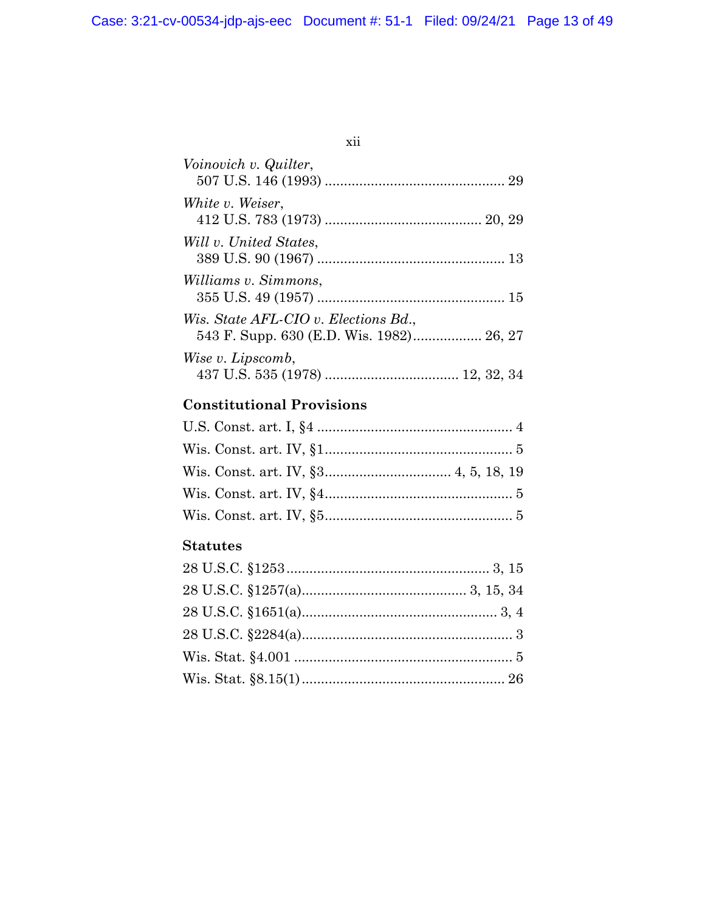*Voinovich v. Quilter*,
507 U.S. 146 (1993) .............................................. 29

*White v. Weiser*,
412 U.S. 783 (1973) ........................................ 20, 29

*Will v. United States*,
389 U.S. 90 (1967) ................................................ 13

*Williams v. Simmons*,
355 U.S. 49 (1957) ................................................ 15

*Wis. State AFL-CIO v. Elections Bd.*,
543 F. Supp. 630 (E.D. Wis. 1982).................. 26, 27

*Wise v. Lipscomb*,
437 U.S. 535 (1978) .................................. 12, 32, 34

### Constitutional Provisions

U.S. Const. art. I, §4 .................................................. 4

Wis. Const. art. IV, §1................................................ 5

Wis. Const. art. IV, §3................................ 4, 5, 18, 19

Wis. Const. art. IV, §4................................................ 5

Wis. Const. art. IV, §5................................................ 5

### Statutes

28 U.S.C. §1253..................................................... 3, 15

28 U.S.C. §1257(a).......................................... 3, 15, 34

28 U.S.C. §1651(a)................................................... 3, 4

28 U.S.C. §2284(a)....................................................... 3

Wis. Stat. §4.001 ......................................................... 5

Wis. Stat. §8.15(1).................................................... 26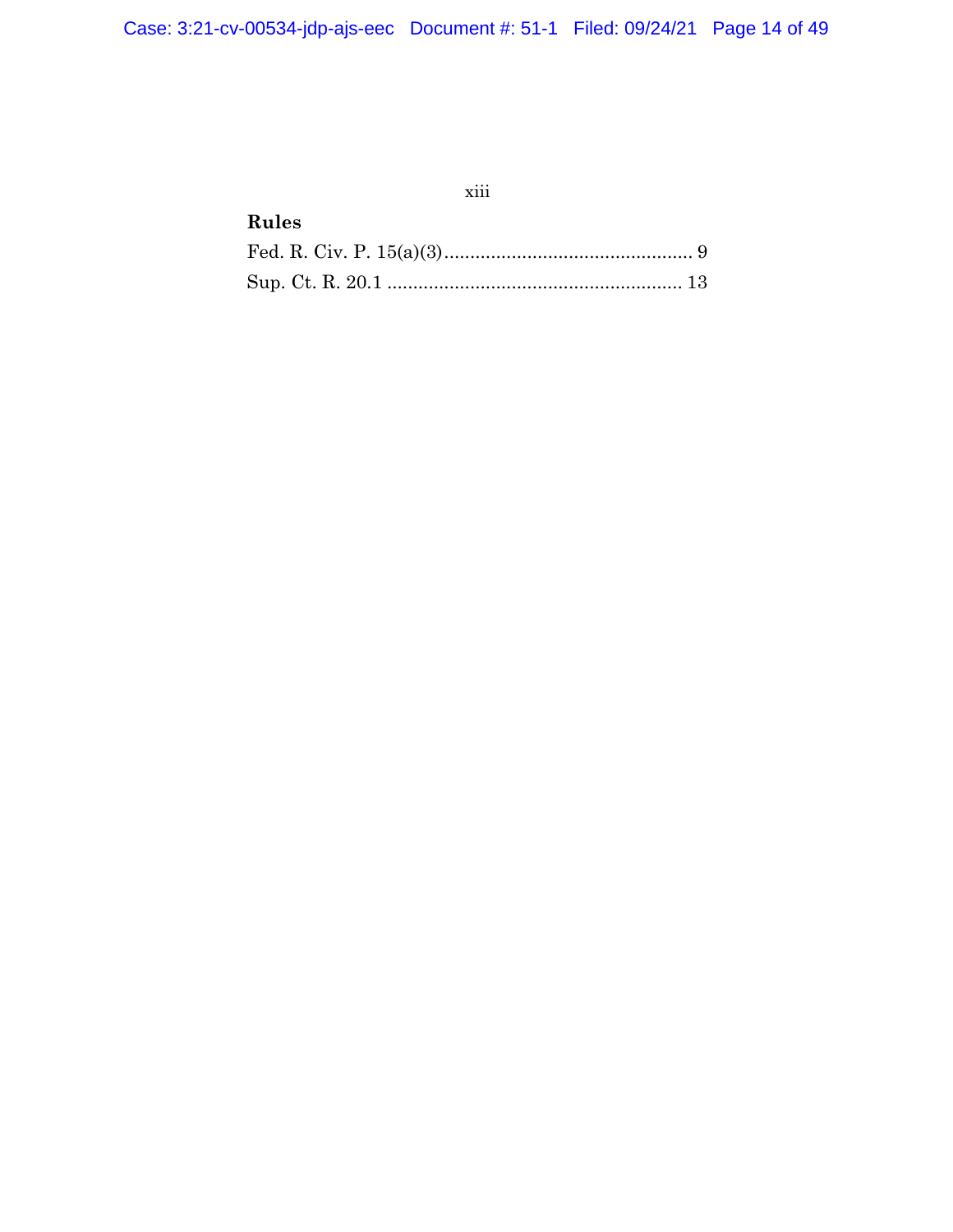**Rules**

Fed. R. Civ. P. 15(a)(3)................................................ 9

Sup. Ct. R. 20.1 ......................................................... 13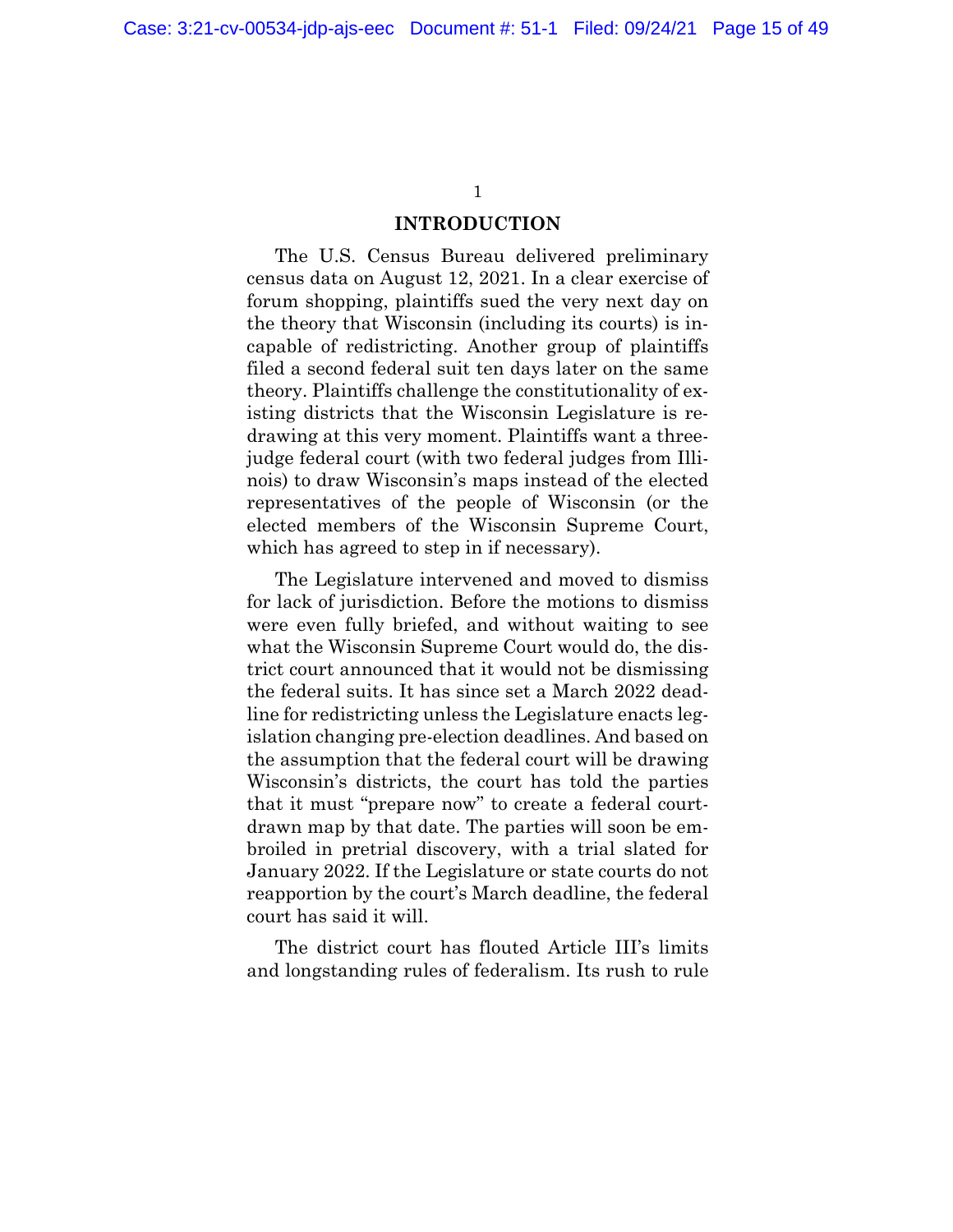## INTRODUCTION

The U.S. Census Bureau delivered preliminary census data on August 12, 2021. In a clear exercise of forum shopping, plaintiffs sued the very next day on the theory that Wisconsin (including its courts) is incapable of redistricting. Another group of plaintiffs filed a second federal suit ten days later on the same theory. Plaintiffs challenge the constitutionality of existing districts that the Wisconsin Legislature is redrawing at this very moment. Plaintiffs want a three-judge federal court (with two federal judges from Illinois) to draw Wisconsin's maps instead of the elected representatives of the people of Wisconsin (or the elected members of the Wisconsin Supreme Court, which has agreed to step in if necessary).

The Legislature intervened and moved to dismiss for lack of jurisdiction. Before the motions to dismiss were even fully briefed, and without waiting to see what the Wisconsin Supreme Court would do, the district court announced that it would not be dismissing the federal suits. It has since set a March 2022 deadline for redistricting unless the Legislature enacts legislation changing pre-election deadlines. And based on the assumption that the federal court will be drawing Wisconsin's districts, the court has told the parties that it must "prepare now" to create a federal court-drawn map by that date. The parties will soon be embroiled in pretrial discovery, with a trial slated for January 2022. If the Legislature or state courts do not reapportion by the court's March deadline, the federal court has said it will.

The district court has flouted Article III's limits and longstanding rules of federalism. Its rush to rule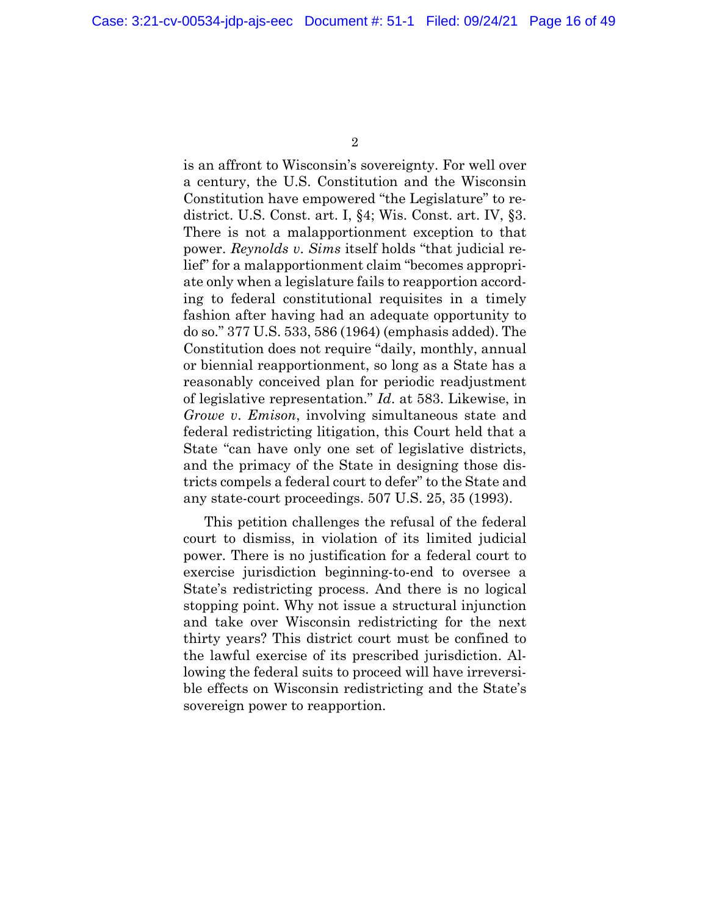is an affront to Wisconsin's sovereignty. For well over a century, the U.S. Constitution and the Wisconsin Constitution have empowered "the Legislature" to redistrict. U.S. Const. art. I, §4; Wis. Const. art. IV, §3. There is not a malapportionment exception to that power. *Reynolds v. Sims* itself holds "that judicial relief" for a malapportionment claim "becomes appropriate only when a legislature fails to reapportion according to federal constitutional requisites in a timely fashion after having had an adequate opportunity to do so." 377 U.S. 533, 586 (1964) (emphasis added). The Constitution does not require "daily, monthly, annual or biennial reapportionment, so long as a State has a reasonably conceived plan for periodic readjustment of legislative representation." *Id*. at 583. Likewise, in *Growe v. Emison*, involving simultaneous state and federal redistricting litigation, this Court held that a State "can have only one set of legislative districts, and the primacy of the State in designing those districts compels a federal court to defer" to the State and any state-court proceedings. 507 U.S. 25, 35 (1993).

This petition challenges the refusal of the federal court to dismiss, in violation of its limited judicial power. There is no justification for a federal court to exercise jurisdiction beginning-to-end to oversee a State's redistricting process. And there is no logical stopping point. Why not issue a structural injunction and take over Wisconsin redistricting for the next thirty years? This district court must be confined to the lawful exercise of its prescribed jurisdiction. Allowing the federal suits to proceed will have irreversible effects on Wisconsin redistricting and the State's sovereign power to reapportion.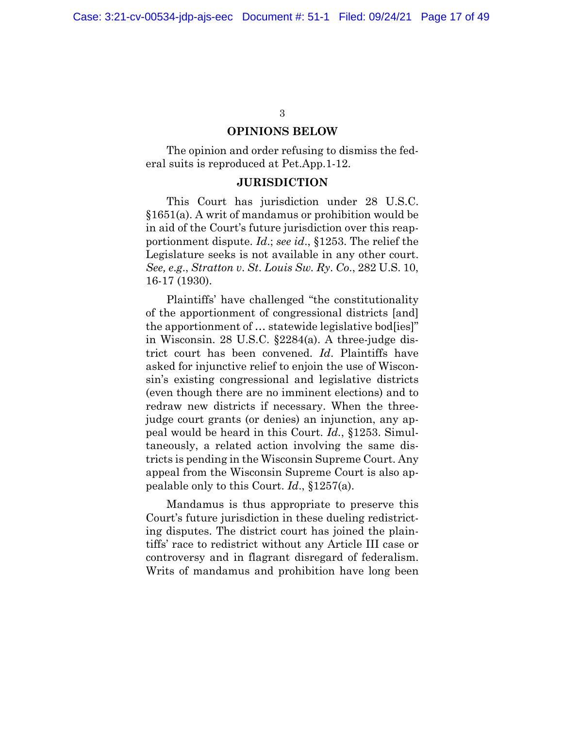## OPINIONS BELOW

The opinion and order refusing to dismiss the federal suits is reproduced at Pet.App.1-12.

## JURISDICTION

This Court has jurisdiction under 28 U.S.C. §1651(a). A writ of mandamus or prohibition would be in aid of the Court's future jurisdiction over this reapportionment dispute. *Id.*; *see id.*, §1253. The relief the Legislature seeks is not available in any other court. *See, e.g.*, *Stratton v. St. Louis Sw. Ry. Co.*, 282 U.S. 10, 16-17 (1930).

Plaintiffs' have challenged "the constitutionality of the apportionment of congressional districts [and] the apportionment of … statewide legislative bod[ies]" in Wisconsin. 28 U.S.C. §2284(a). A three-judge district court has been convened. *Id*. Plaintiffs have asked for injunctive relief to enjoin the use of Wisconsin's existing congressional and legislative districts (even though there are no imminent elections) and to redraw new districts if necessary. When the three-judge court grants (or denies) an injunction, any appeal would be heard in this Court. *Id.*, §1253. Simultaneously, a related action involving the same districts is pending in the Wisconsin Supreme Court. Any appeal from the Wisconsin Supreme Court is also appealable only to this Court. *Id*., §1257(a).

Mandamus is thus appropriate to preserve this Court's future jurisdiction in these dueling redistricting disputes. The district court has joined the plaintiffs' race to redistrict without any Article III case or controversy and in flagrant disregard of federalism. Writs of mandamus and prohibition have long been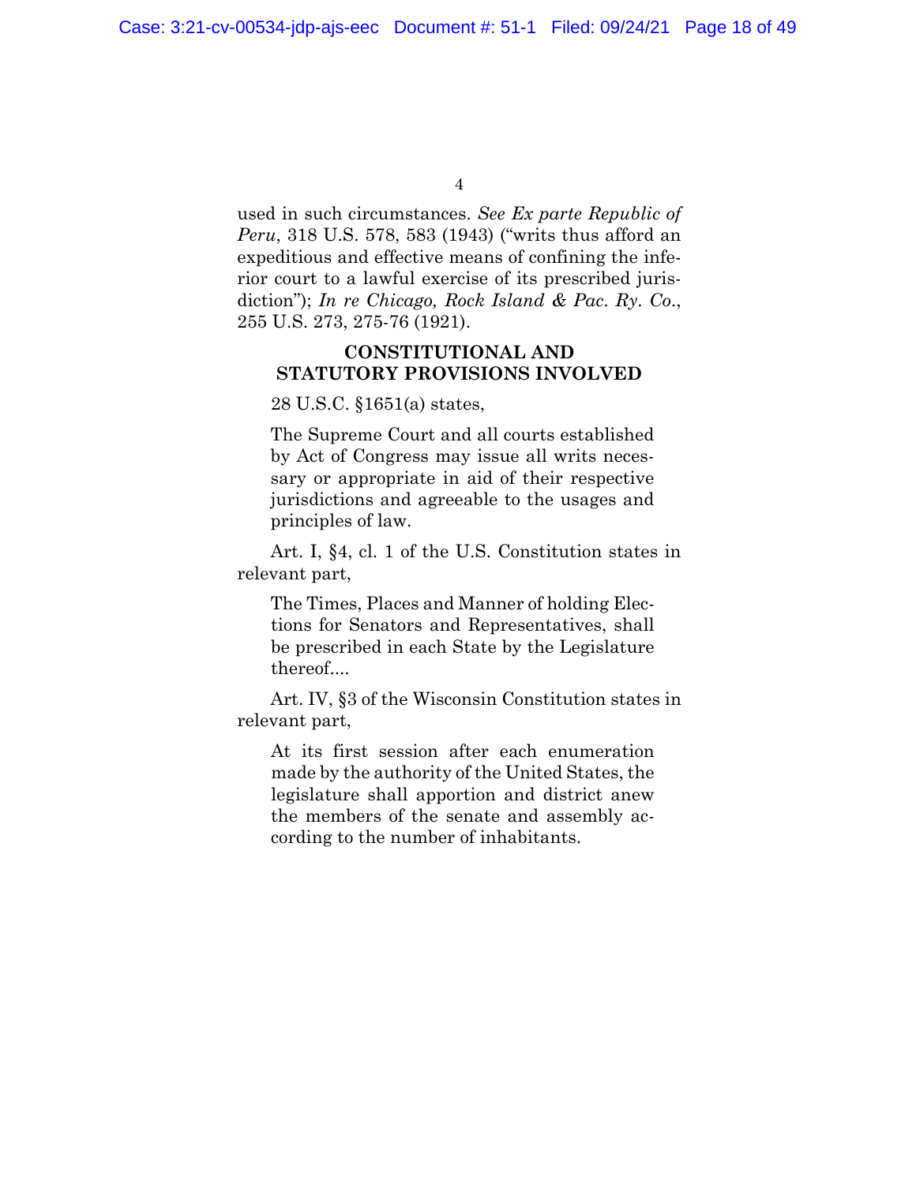used in such circumstances. *See Ex parte Republic of Peru*, 318 U.S. 578, 583 (1943) ("writs thus afford an expeditious and effective means of confining the inferior court to a lawful exercise of its prescribed jurisdiction"); *In re Chicago, Rock Island & Pac. Ry. Co.*, 255 U.S. 273, 275-76 (1921).

## CONSTITUTIONAL AND STATUTORY PROVISIONS INVOLVED

28 U.S.C. §1651(a) states,

> The Supreme Court and all courts established by Act of Congress may issue all writs necessary or appropriate in aid of their respective jurisdictions and agreeable to the usages and principles of law.

Art. I, §4, cl. 1 of the U.S. Constitution states in relevant part,

> The Times, Places and Manner of holding Elections for Senators and Representatives, shall be prescribed in each State by the Legislature thereof....

Art. IV, §3 of the Wisconsin Constitution states in relevant part,

> At its first session after each enumeration made by the authority of the United States, the legislature shall apportion and district anew the members of the senate and assembly according to the number of inhabitants.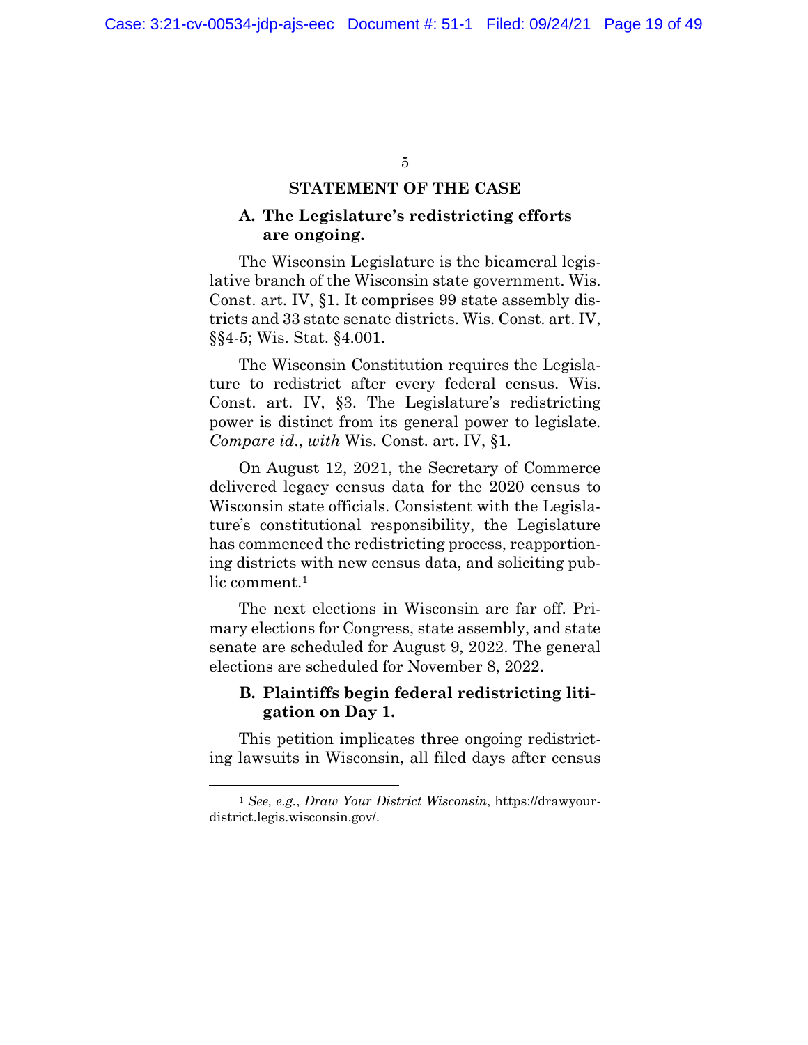## STATEMENT OF THE CASE

### A. The Legislature's redistricting efforts are ongoing.

The Wisconsin Legislature is the bicameral legislative branch of the Wisconsin state government. Wis. Const. art. IV, §1. It comprises 99 state assembly districts and 33 state senate districts. Wis. Const. art. IV, §§4-5; Wis. Stat. §4.001.

The Wisconsin Constitution requires the Legislature to redistrict after every federal census. Wis. Const. art. IV, §3. The Legislature's redistricting power is distinct from its general power to legislate. *Compare id.*, *with* Wis. Const. art. IV, §1.

On August 12, 2021, the Secretary of Commerce delivered legacy census data for the 2020 census to Wisconsin state officials. Consistent with the Legislature's constitutional responsibility, the Legislature has commenced the redistricting process, reapportioning districts with new census data, and soliciting public comment.[1]

The next elections in Wisconsin are far off. Primary elections for Congress, state assembly, and state senate are scheduled for August 9, 2022. The general elections are scheduled for November 8, 2022.

### B. Plaintiffs begin federal redistricting litigation on Day 1.

This petition implicates three ongoing redistricting lawsuits in Wisconsin, all filed days after census

[1] *See, e.g.*, *Draw Your District Wisconsin*, https://drawyourdistrict.legis.wisconsin.gov/.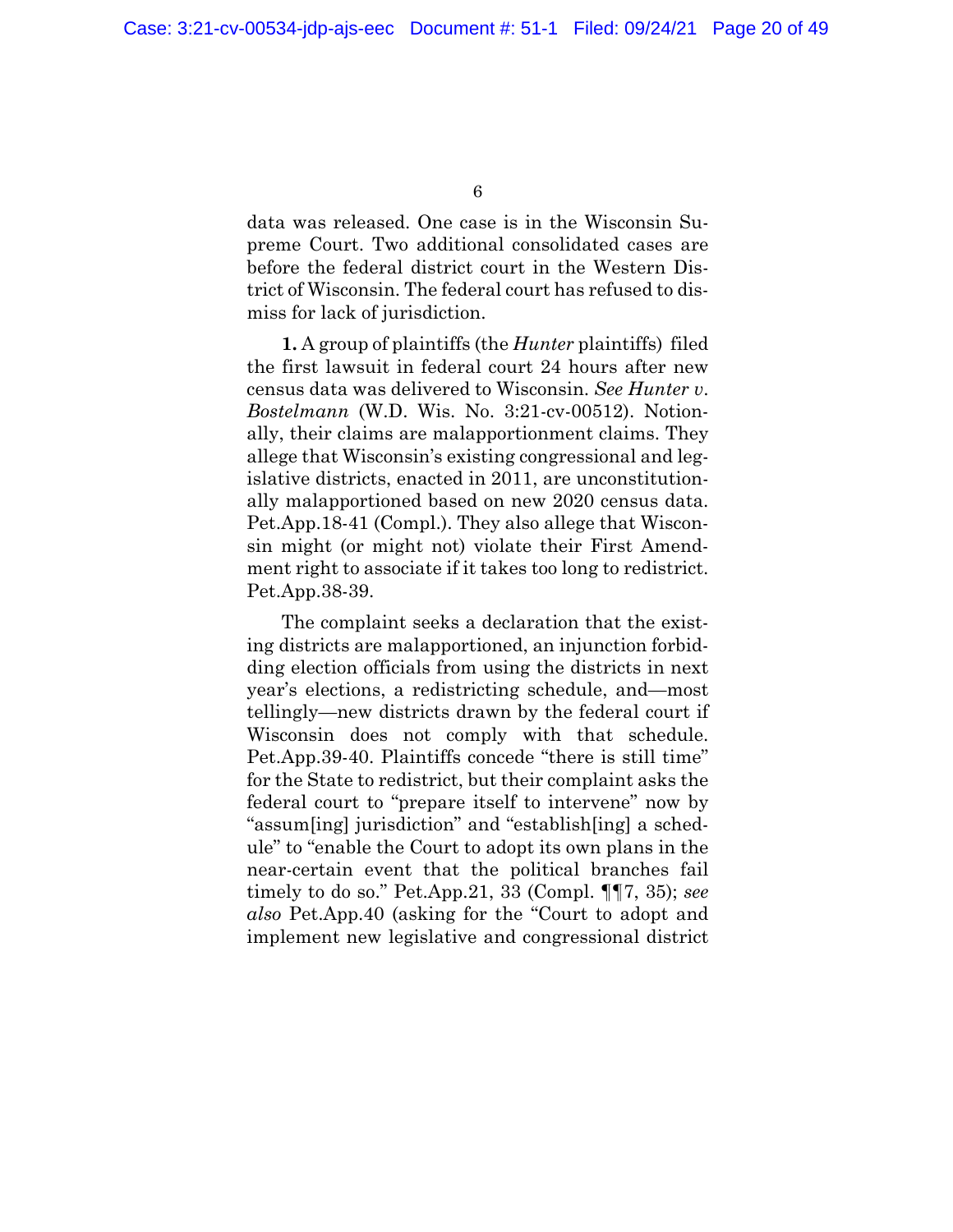data was released. One case is in the Wisconsin Supreme Court. Two additional consolidated cases are before the federal district court in the Western District of Wisconsin. The federal court has refused to dismiss for lack of jurisdiction.

**1.** A group of plaintiffs (the *Hunter* plaintiffs) filed the first lawsuit in federal court 24 hours after new census data was delivered to Wisconsin. *See Hunter v. Bostelmann* (W.D. Wis. No. 3:21-cv-00512). Notionally, their claims are malapportionment claims. They allege that Wisconsin's existing congressional and legislative districts, enacted in 2011, are unconstitutionally malapportioned based on new 2020 census data. Pet.App.18-41 (Compl.). They also allege that Wisconsin might (or might not) violate their First Amendment right to associate if it takes too long to redistrict. Pet.App.38-39.

The complaint seeks a declaration that the existing districts are malapportioned, an injunction forbidding election officials from using the districts in next year's elections, a redistricting schedule, and—most tellingly—new districts drawn by the federal court if Wisconsin does not comply with that schedule. Pet.App.39-40. Plaintiffs concede "there is still time" for the State to redistrict, but their complaint asks the federal court to "prepare itself to intervene" now by "assum[ing] jurisdiction" and "establish[ing] a schedule" to "enable the Court to adopt its own plans in the near-certain event that the political branches fail timely to do so." Pet.App.21, 33 (Compl. ¶¶7, 35); *see also* Pet.App.40 (asking for the "Court to adopt and implement new legislative and congressional district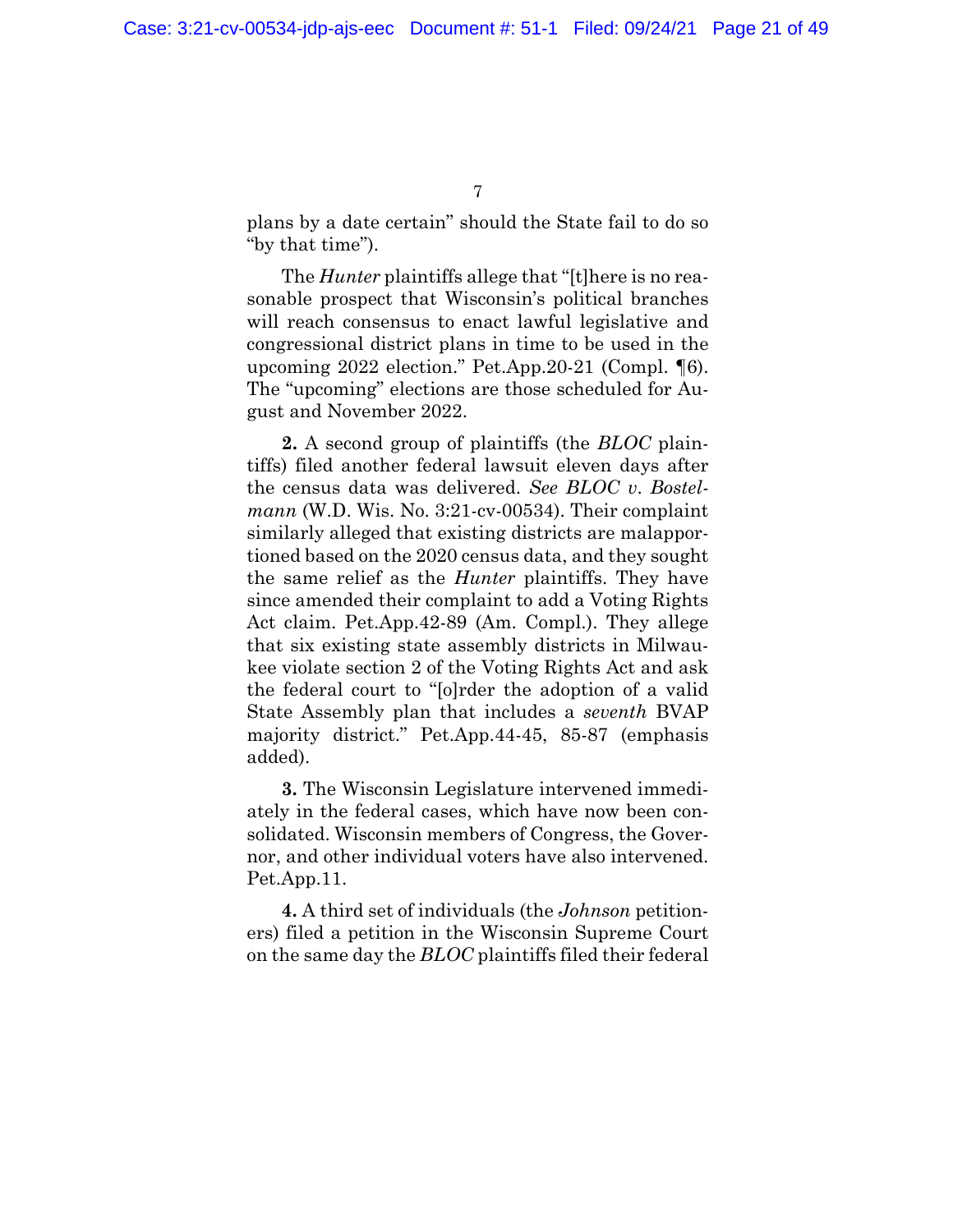plans by a date certain" should the State fail to do so "by that time").

The *Hunter* plaintiffs allege that "[t]here is no reasonable prospect that Wisconsin's political branches will reach consensus to enact lawful legislative and congressional district plans in time to be used in the upcoming 2022 election." Pet.App.20-21 (Compl. ¶6). The "upcoming" elections are those scheduled for August and November 2022.

**2.** A second group of plaintiffs (the *BLOC* plaintiffs) filed another federal lawsuit eleven days after the census data was delivered. *See BLOC v. Bostelmann* (W.D. Wis. No. 3:21-cv-00534). Their complaint similarly alleged that existing districts are malapportioned based on the 2020 census data, and they sought the same relief as the *Hunter* plaintiffs. They have since amended their complaint to add a Voting Rights Act claim. Pet.App.42-89 (Am. Compl.). They allege that six existing state assembly districts in Milwaukee violate section 2 of the Voting Rights Act and ask the federal court to "[o]rder the adoption of a valid State Assembly plan that includes a *seventh* BVAP majority district." Pet.App.44-45, 85-87 (emphasis added).

**3.** The Wisconsin Legislature intervened immediately in the federal cases, which have now been consolidated. Wisconsin members of Congress, the Governor, and other individual voters have also intervened. Pet.App.11.

**4.** A third set of individuals (the *Johnson* petitioners) filed a petition in the Wisconsin Supreme Court on the same day the *BLOC* plaintiffs filed their federal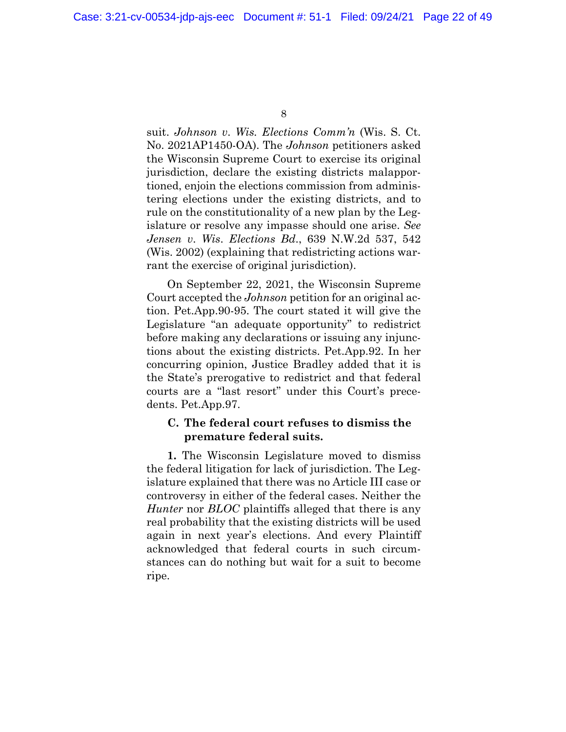suit. *Johnson v. Wis. Elections Comm'n* (Wis. S. Ct. No. 2021AP1450-OA). The *Johnson* petitioners asked the Wisconsin Supreme Court to exercise its original jurisdiction, declare the existing districts malapportioned, enjoin the elections commission from administering elections under the existing districts, and to rule on the constitutionality of a new plan by the Legislature or resolve any impasse should one arise. *See Jensen v. Wis. Elections Bd.*, 639 N.W.2d 537, 542 (Wis. 2002) (explaining that redistricting actions warrant the exercise of original jurisdiction).

On September 22, 2021, the Wisconsin Supreme Court accepted the *Johnson* petition for an original action. Pet.App.90-95. The court stated it will give the Legislature "an adequate opportunity" to redistrict before making any declarations or issuing any injunctions about the existing districts. Pet.App.92. In her concurring opinion, Justice Bradley added that it is the State's prerogative to redistrict and that federal courts are a "last resort" under this Court's precedents. Pet.App.97.

### C. The federal court refuses to dismiss the premature federal suits.

**1.** The Wisconsin Legislature moved to dismiss the federal litigation for lack of jurisdiction. The Legislature explained that there was no Article III case or controversy in either of the federal cases. Neither the *Hunter* nor *BLOC* plaintiffs alleged that there is any real probability that the existing districts will be used again in next year's elections. And every Plaintiff acknowledged that federal courts in such circumstances can do nothing but wait for a suit to become ripe.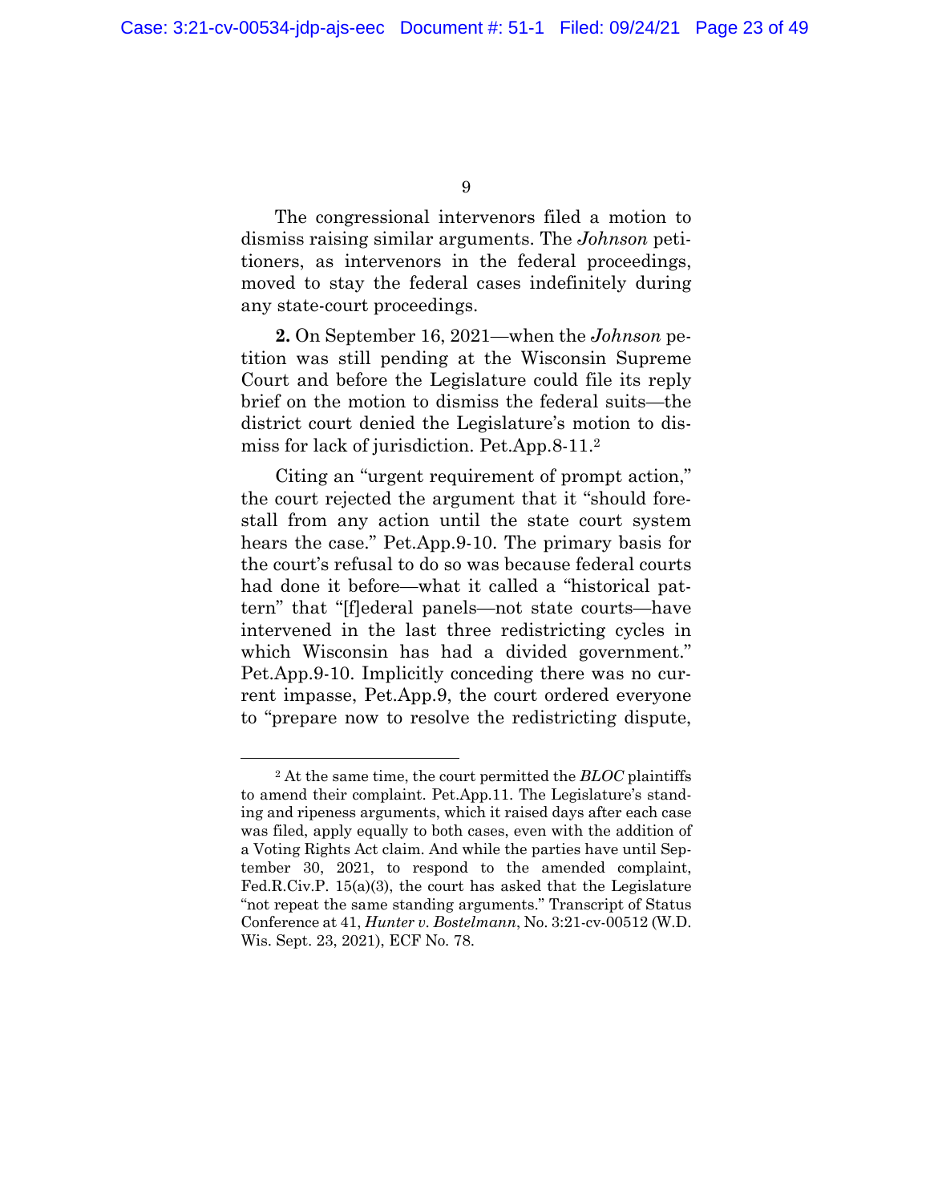The congressional intervenors filed a motion to dismiss raising similar arguments. The *Johnson* petitioners, as intervenors in the federal proceedings, moved to stay the federal cases indefinitely during any state-court proceedings.

**2.** On September 16, 2021—when the *Johnson* petition was still pending at the Wisconsin Supreme Court and before the Legislature could file its reply brief on the motion to dismiss the federal suits—the district court denied the Legislature's motion to dismiss for lack of jurisdiction. Pet.App.8-11.[2]

Citing an "urgent requirement of prompt action," the court rejected the argument that it "should forestall from any action until the state court system hears the case." Pet.App.9-10. The primary basis for the court's refusal to do so was because federal courts had done it before—what it called a "historical pattern" that "[f]ederal panels—not state courts—have intervened in the last three redistricting cycles in which Wisconsin has had a divided government." Pet.App.9-10. Implicitly conceding there was no current impasse, Pet.App.9, the court ordered everyone to "prepare now to resolve the redistricting dispute,

---

[2] At the same time, the court permitted the *BLOC* plaintiffs to amend their complaint. Pet.App.11. The Legislature's standing and ripeness arguments, which it raised days after each case was filed, apply equally to both cases, even with the addition of a Voting Rights Act claim. And while the parties have until September 30, 2021, to respond to the amended complaint, Fed.R.Civ.P. 15(a)(3), the court has asked that the Legislature "not repeat the same standing arguments." Transcript of Status Conference at 41, *Hunter v. Bostelmann*, No. 3:21-cv-00512 (W.D. Wis. Sept. 23, 2021), ECF No. 78.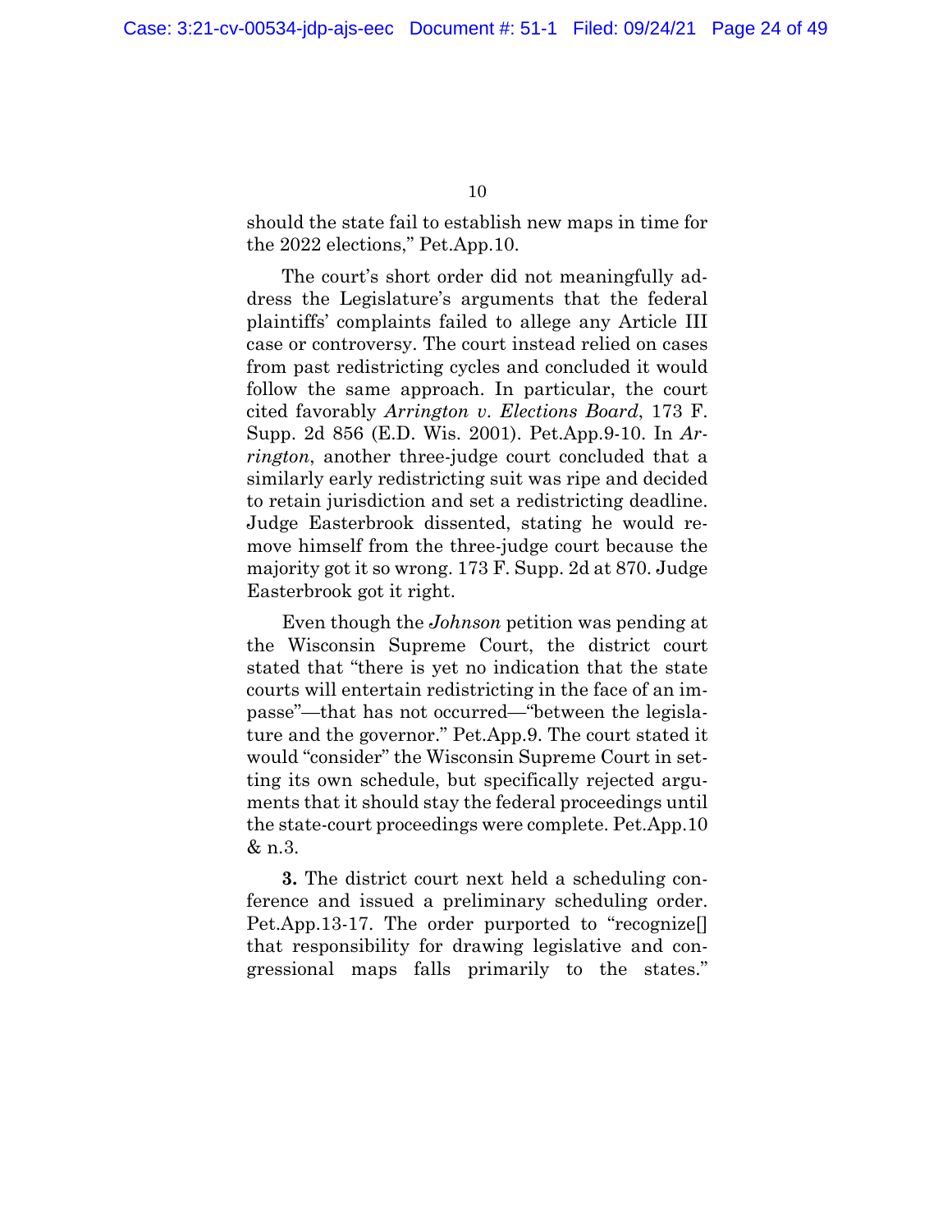should the state fail to establish new maps in time for the 2022 elections," Pet.App.10.

The court's short order did not meaningfully address the Legislature's arguments that the federal plaintiffs' complaints failed to allege any Article III case or controversy. The court instead relied on cases from past redistricting cycles and concluded it would follow the same approach. In particular, the court cited favorably *Arrington v. Elections Board*, 173 F. Supp. 2d 856 (E.D. Wis. 2001). Pet.App.9-10. In *Arrington*, another three-judge court concluded that a similarly early redistricting suit was ripe and decided to retain jurisdiction and set a redistricting deadline. Judge Easterbrook dissented, stating he would remove himself from the three-judge court because the majority got it so wrong. 173 F. Supp. 2d at 870. Judge Easterbrook got it right.

Even though the *Johnson* petition was pending at the Wisconsin Supreme Court, the district court stated that "there is yet no indication that the state courts will entertain redistricting in the face of an impasse"—that has not occurred—"between the legislature and the governor." Pet.App.9. The court stated it would "consider" the Wisconsin Supreme Court in setting its own schedule, but specifically rejected arguments that it should stay the federal proceedings until the state-court proceedings were complete. Pet.App.10 & n.3.

**3.** The district court next held a scheduling conference and issued a preliminary scheduling order. Pet.App.13-17. The order purported to "recognize[] that responsibility for drawing legislative and congressional maps falls primarily to the states."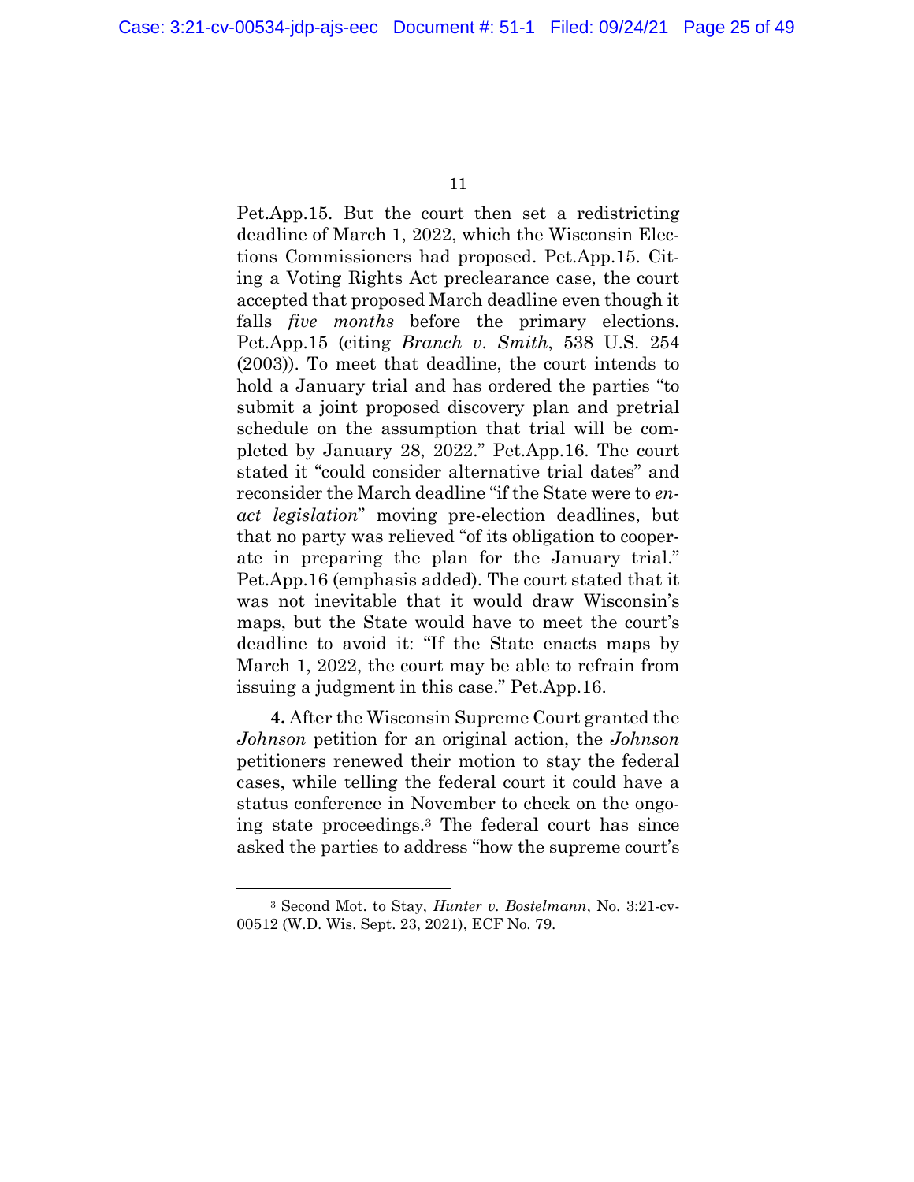Pet.App.15. But the court then set a redistricting deadline of March 1, 2022, which the Wisconsin Elections Commissioners had proposed. Pet.App.15. Citing a Voting Rights Act preclearance case, the court accepted that proposed March deadline even though it falls *five months* before the primary elections. Pet.App.15 (citing *Branch v. Smith*, 538 U.S. 254 (2003)). To meet that deadline, the court intends to hold a January trial and has ordered the parties "to submit a joint proposed discovery plan and pretrial schedule on the assumption that trial will be completed by January 28, 2022." Pet.App.16. The court stated it "could consider alternative trial dates" and reconsider the March deadline "if the State were to *enact legislation*" moving pre-election deadlines, but that no party was relieved "of its obligation to cooperate in preparing the plan for the January trial." Pet.App.16 (emphasis added). The court stated that it was not inevitable that it would draw Wisconsin's maps, but the State would have to meet the court's deadline to avoid it: "If the State enacts maps by March 1, 2022, the court may be able to refrain from issuing a judgment in this case." Pet.App.16.

**4.** After the Wisconsin Supreme Court granted the *Johnson* petition for an original action, the *Johnson* petitioners renewed their motion to stay the federal cases, while telling the federal court it could have a status conference in November to check on the ongoing state proceedings.[3] The federal court has since asked the parties to address "how the supreme court's

[3] Second Mot. to Stay, *Hunter v. Bostelmann*, No. 3:21-cv-00512 (W.D. Wis. Sept. 23, 2021), ECF No. 79.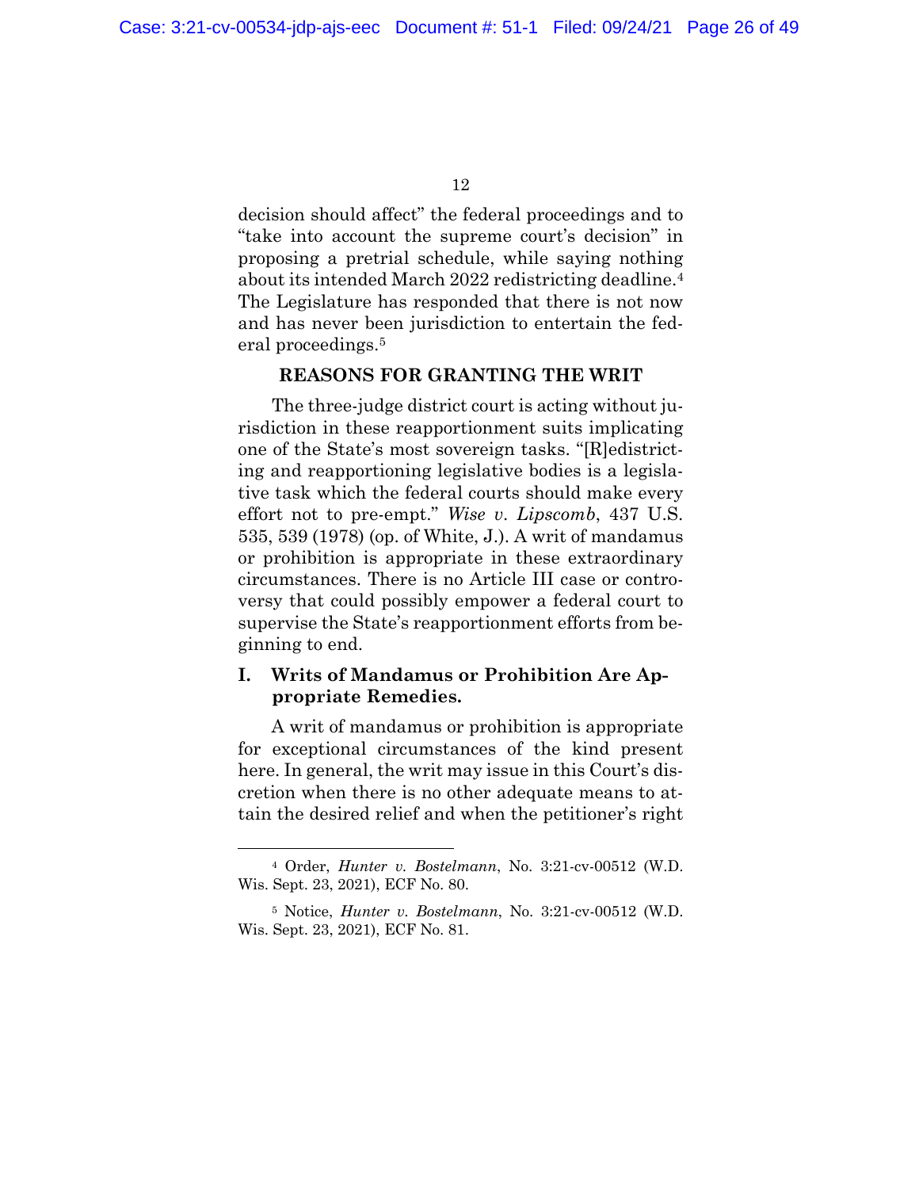decision should affect" the federal proceedings and to "take into account the supreme court's decision" in proposing a pretrial schedule, while saying nothing about its intended March 2022 redistricting deadline.[4] The Legislature has responded that there is not now and has never been jurisdiction to entertain the federal proceedings.[5]

## REASONS FOR GRANTING THE WRIT

The three-judge district court is acting without jurisdiction in these reapportionment suits implicating one of the State's most sovereign tasks. "[R]edistricting and reapportioning legislative bodies is a legislative task which the federal courts should make every effort not to pre-empt." *Wise v. Lipscomb*, 437 U.S. 535, 539 (1978) (op. of White, J.). A writ of mandamus or prohibition is appropriate in these extraordinary circumstances. There is no Article III case or controversy that could possibly empower a federal court to supervise the State's reapportionment efforts from beginning to end.

### I. Writs of Mandamus or Prohibition Are Appropriate Remedies.

A writ of mandamus or prohibition is appropriate for exceptional circumstances of the kind present here. In general, the writ may issue in this Court's discretion when there is no other adequate means to attain the desired relief and when the petitioner's right

---

[4] Order, *Hunter v. Bostelmann*, No. 3:21-cv-00512 (W.D. Wis. Sept. 23, 2021), ECF No. 80.

[5] Notice, *Hunter v. Bostelmann*, No. 3:21-cv-00512 (W.D. Wis. Sept. 23, 2021), ECF No. 81.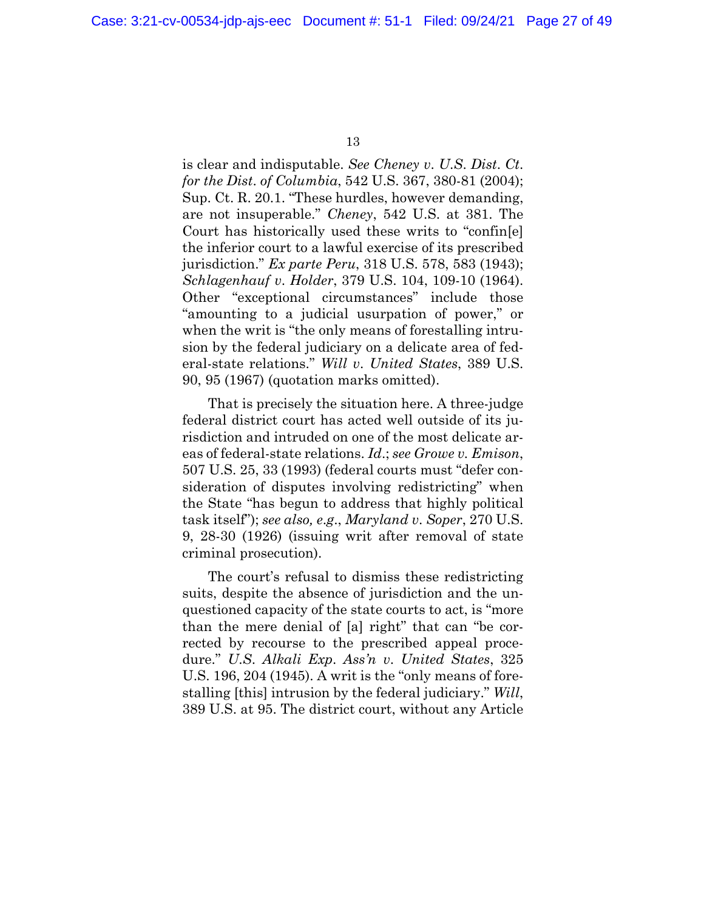is clear and indisputable. *See Cheney v. U.S. Dist. Ct. for the Dist. of Columbia*, 542 U.S. 367, 380-81 (2004); Sup. Ct. R. 20.1. "These hurdles, however demanding, are not insuperable." *Cheney*, 542 U.S. at 381. The Court has historically used these writs to "confin[e] the inferior court to a lawful exercise of its prescribed jurisdiction." *Ex parte Peru*, 318 U.S. 578, 583 (1943); *Schlagenhauf v. Holder*, 379 U.S. 104, 109-10 (1964). Other "exceptional circumstances" include those "amounting to a judicial usurpation of power," or when the writ is "the only means of forestalling intrusion by the federal judiciary on a delicate area of federal-state relations." *Will v. United States*, 389 U.S. 90, 95 (1967) (quotation marks omitted).

That is precisely the situation here. A three-judge federal district court has acted well outside of its jurisdiction and intruded on one of the most delicate areas of federal-state relations. *Id.*; *see Growe v. Emison*, 507 U.S. 25, 33 (1993) (federal courts must "defer consideration of disputes involving redistricting" when the State "has begun to address that highly political task itself"); *see also, e.g.*, *Maryland v. Soper*, 270 U.S. 9, 28-30 (1926) (issuing writ after removal of state criminal prosecution).

The court's refusal to dismiss these redistricting suits, despite the absence of jurisdiction and the unquestioned capacity of the state courts to act, is "more than the mere denial of [a] right" that can "be corrected by recourse to the prescribed appeal procedure." *U.S. Alkali Exp. Ass'n v. United States*, 325 U.S. 196, 204 (1945). A writ is the "only means of forestalling [this] intrusion by the federal judiciary." *Will*, 389 U.S. at 95. The district court, without any Article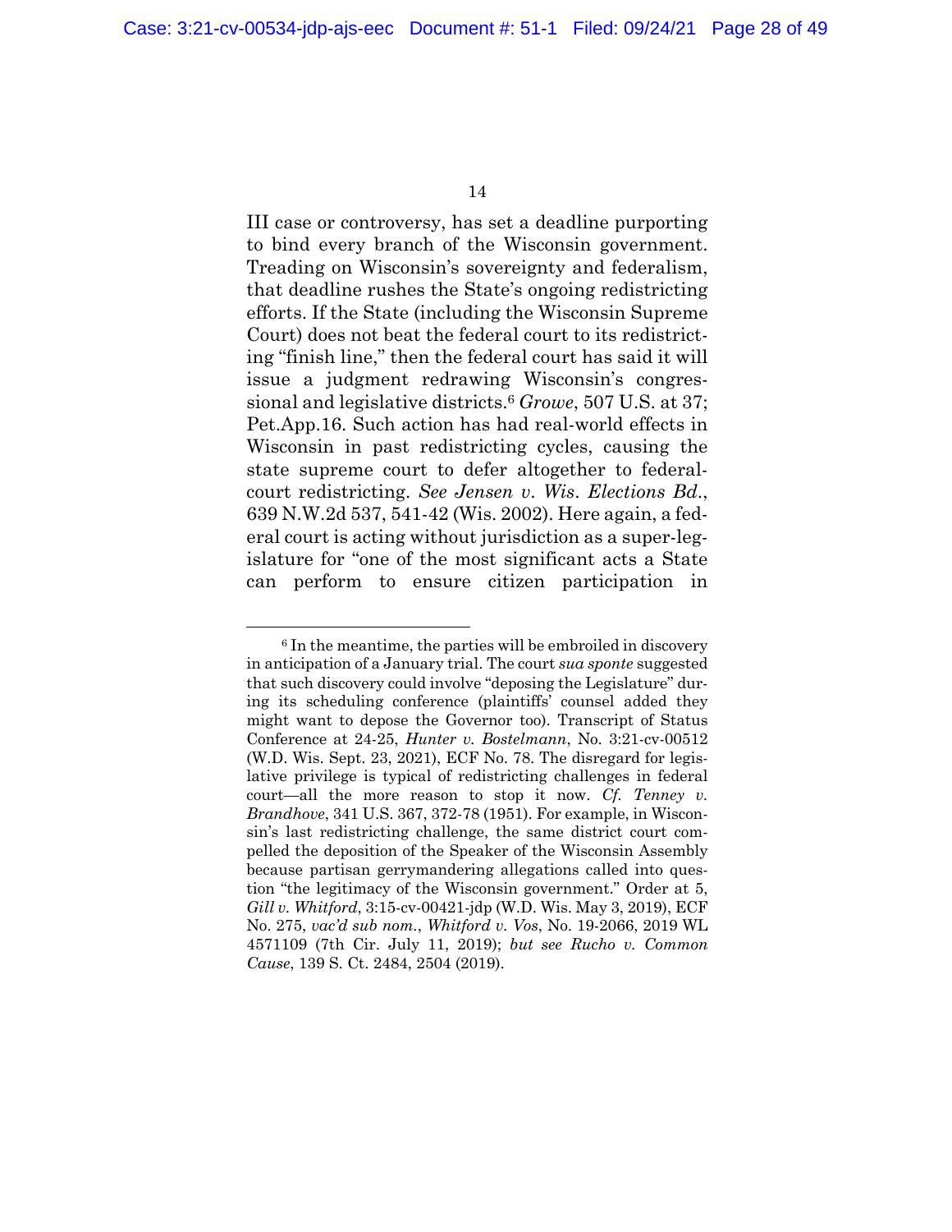III case or controversy, has set a deadline purporting to bind every branch of the Wisconsin government. Treading on Wisconsin's sovereignty and federalism, that deadline rushes the State's ongoing redistricting efforts. If the State (including the Wisconsin Supreme Court) does not beat the federal court to its redistricting "finish line," then the federal court has said it will issue a judgment redrawing Wisconsin's congressional and legislative districts.[6] *Growe*, 507 U.S. at 37; Pet.App.16. Such action has had real-world effects in Wisconsin in past redistricting cycles, causing the state supreme court to defer altogether to federal-court redistricting. *See Jensen v. Wis. Elections Bd.*, 639 N.W.2d 537, 541-42 (Wis. 2002). Here again, a federal court is acting without jurisdiction as a super-legislature for "one of the most significant acts a State can perform to ensure citizen participation in

---

[6] In the meantime, the parties will be embroiled in discovery in anticipation of a January trial. The court *sua sponte* suggested that such discovery could involve "deposing the Legislature" during its scheduling conference (plaintiffs' counsel added they might want to depose the Governor too). Transcript of Status Conference at 24-25, *Hunter v. Bostelmann*, No. 3:21-cv-00512 (W.D. Wis. Sept. 23, 2021), ECF No. 78. The disregard for legislative privilege is typical of redistricting challenges in federal court—all the more reason to stop it now. *Cf. Tenney v. Brandhove*, 341 U.S. 367, 372-78 (1951). For example, in Wisconsin's last redistricting challenge, the same district court compelled the deposition of the Speaker of the Wisconsin Assembly because partisan gerrymandering allegations called into question "the legitimacy of the Wisconsin government." Order at 5, *Gill v. Whitford*, 3:15-cv-00421-jdp (W.D. Wis. May 3, 2019), ECF No. 275, *vac'd sub nom.*, *Whitford v. Vos*, No. 19-2066, 2019 WL 4571109 (7th Cir. July 11, 2019); *but see Rucho v. Common Cause*, 139 S. Ct. 2484, 2504 (2019).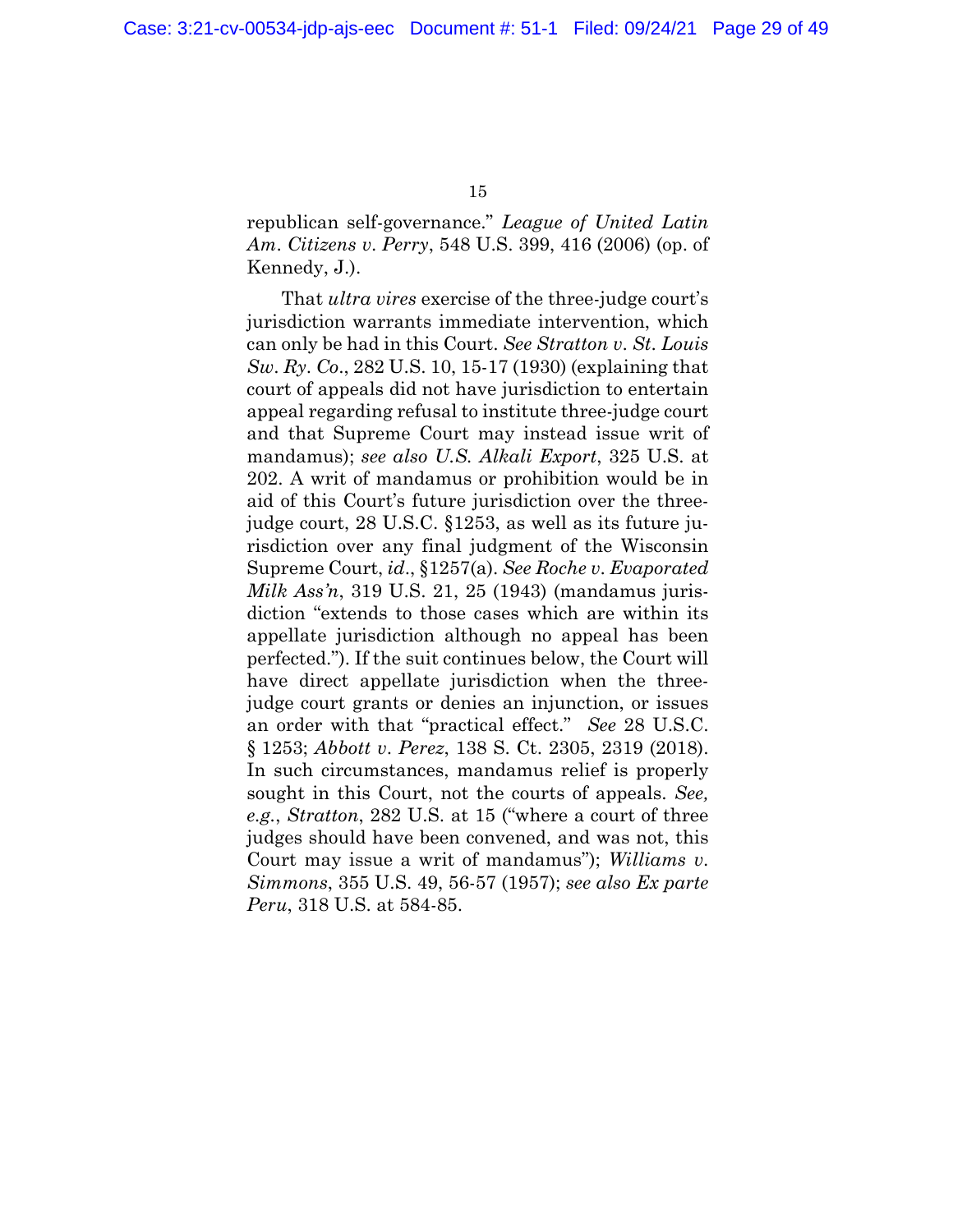republican self-governance." *League of United Latin Am. Citizens v. Perry*, 548 U.S. 399, 416 (2006) (op. of Kennedy, J.).

That *ultra vires* exercise of the three-judge court's jurisdiction warrants immediate intervention, which can only be had in this Court. *See Stratton v. St. Louis Sw. Ry. Co.*, 282 U.S. 10, 15-17 (1930) (explaining that court of appeals did not have jurisdiction to entertain appeal regarding refusal to institute three-judge court and that Supreme Court may instead issue writ of mandamus); *see also U.S. Alkali Export*, 325 U.S. at 202. A writ of mandamus or prohibition would be in aid of this Court's future jurisdiction over the three-judge court, 28 U.S.C. §1253, as well as its future jurisdiction over any final judgment of the Wisconsin Supreme Court, *id.*, §1257(a). *See Roche v. Evaporated Milk Ass'n*, 319 U.S. 21, 25 (1943) (mandamus jurisdiction "extends to those cases which are within its appellate jurisdiction although no appeal has been perfected."). If the suit continues below, the Court will have direct appellate jurisdiction when the three-judge court grants or denies an injunction, or issues an order with that "practical effect." *See* 28 U.S.C. § 1253; *Abbott v. Perez*, 138 S. Ct. 2305, 2319 (2018). In such circumstances, mandamus relief is properly sought in this Court, not the courts of appeals. *See, e.g.*, *Stratton*, 282 U.S. at 15 ("where a court of three judges should have been convened, and was not, this Court may issue a writ of mandamus"); *Williams v. Simmons*, 355 U.S. 49, 56-57 (1957); *see also Ex parte Peru*, 318 U.S. at 584-85.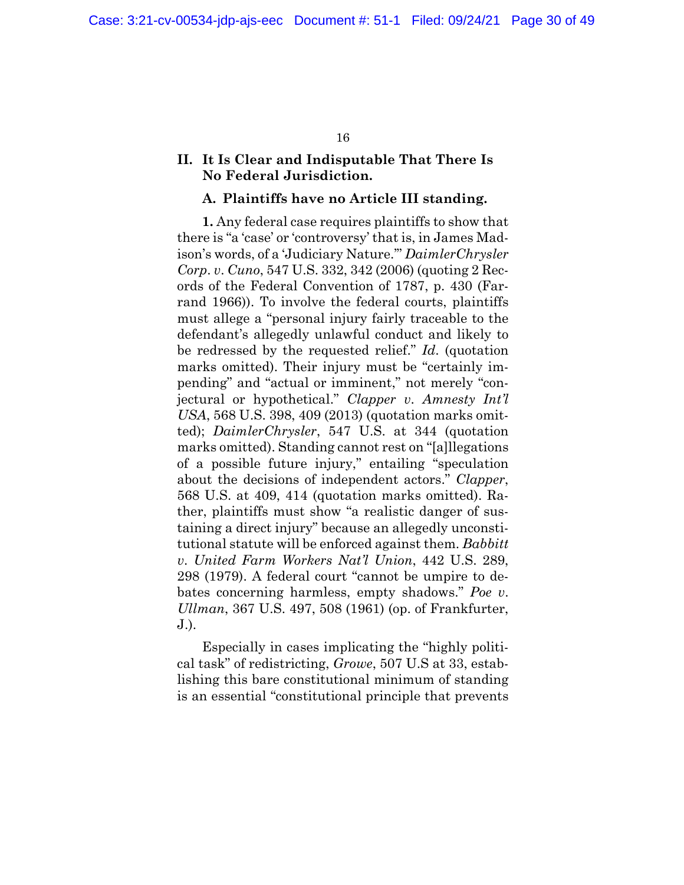## II. It Is Clear and Indisputable That There Is No Federal Jurisdiction.

### A. Plaintiffs have no Article III standing.

**1.** Any federal case requires plaintiffs to show that there is "a 'case' or 'controversy' that is, in James Madison's words, of a 'Judiciary Nature.'" *DaimlerChrysler Corp. v. Cuno*, 547 U.S. 332, 342 (2006) (quoting 2 Records of the Federal Convention of 1787, p. 430 (Farrand 1966)). To involve the federal courts, plaintiffs must allege a "personal injury fairly traceable to the defendant's allegedly unlawful conduct and likely to be redressed by the requested relief." *Id.* (quotation marks omitted). Their injury must be "certainly impending" and "actual or imminent," not merely "conjectural or hypothetical." *Clapper v. Amnesty Int'l USA*, 568 U.S. 398, 409 (2013) (quotation marks omitted); *DaimlerChrysler*, 547 U.S. at 344 (quotation marks omitted). Standing cannot rest on "[a]llegations of a possible future injury," entailing "speculation about the decisions of independent actors." *Clapper*, 568 U.S. at 409, 414 (quotation marks omitted). Rather, plaintiffs must show "a realistic danger of sustaining a direct injury" because an allegedly unconstitutional statute will be enforced against them. *Babbitt v. United Farm Workers Nat'l Union*, 442 U.S. 289, 298 (1979). A federal court "cannot be umpire to debates concerning harmless, empty shadows." *Poe v. Ullman*, 367 U.S. 497, 508 (1961) (op. of Frankfurter, J.).

Especially in cases implicating the "highly political task" of redistricting, *Growe*, 507 U.S at 33, establishing this bare constitutional minimum of standing is an essential "constitutional principle that prevents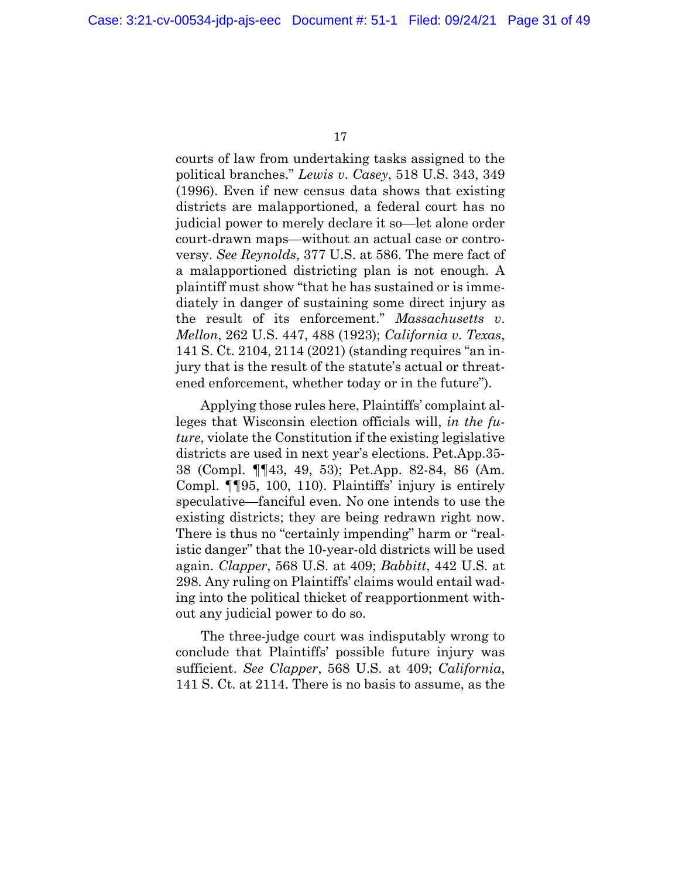courts of law from undertaking tasks assigned to the political branches." *Lewis v. Casey*, 518 U.S. 343, 349 (1996). Even if new census data shows that existing districts are malapportioned, a federal court has no judicial power to merely declare it so—let alone order court-drawn maps—without an actual case or controversy. *See Reynolds*, 377 U.S. at 586. The mere fact of a malapportioned districting plan is not enough. A plaintiff must show "that he has sustained or is immediately in danger of sustaining some direct injury as the result of its enforcement." *Massachusetts v. Mellon*, 262 U.S. 447, 488 (1923); *California v. Texas*, 141 S. Ct. 2104, 2114 (2021) (standing requires "an injury that is the result of the statute's actual or threatened enforcement, whether today or in the future").

Applying those rules here, Plaintiffs' complaint alleges that Wisconsin election officials will, *in the future*, violate the Constitution if the existing legislative districts are used in next year's elections. Pet.App.35-38 (Compl. ¶¶43, 49, 53); Pet.App. 82-84, 86 (Am. Compl. ¶¶95, 100, 110). Plaintiffs' injury is entirely speculative—fanciful even. No one intends to use the existing districts; they are being redrawn right now. There is thus no "certainly impending" harm or "realistic danger" that the 10-year-old districts will be used again. *Clapper*, 568 U.S. at 409; *Babbitt*, 442 U.S. at 298. Any ruling on Plaintiffs' claims would entail wading into the political thicket of reapportionment without any judicial power to do so.

The three-judge court was indisputably wrong to conclude that Plaintiffs' possible future injury was sufficient. *See Clapper*, 568 U.S. at 409; *California*, 141 S. Ct. at 2114. There is no basis to assume, as the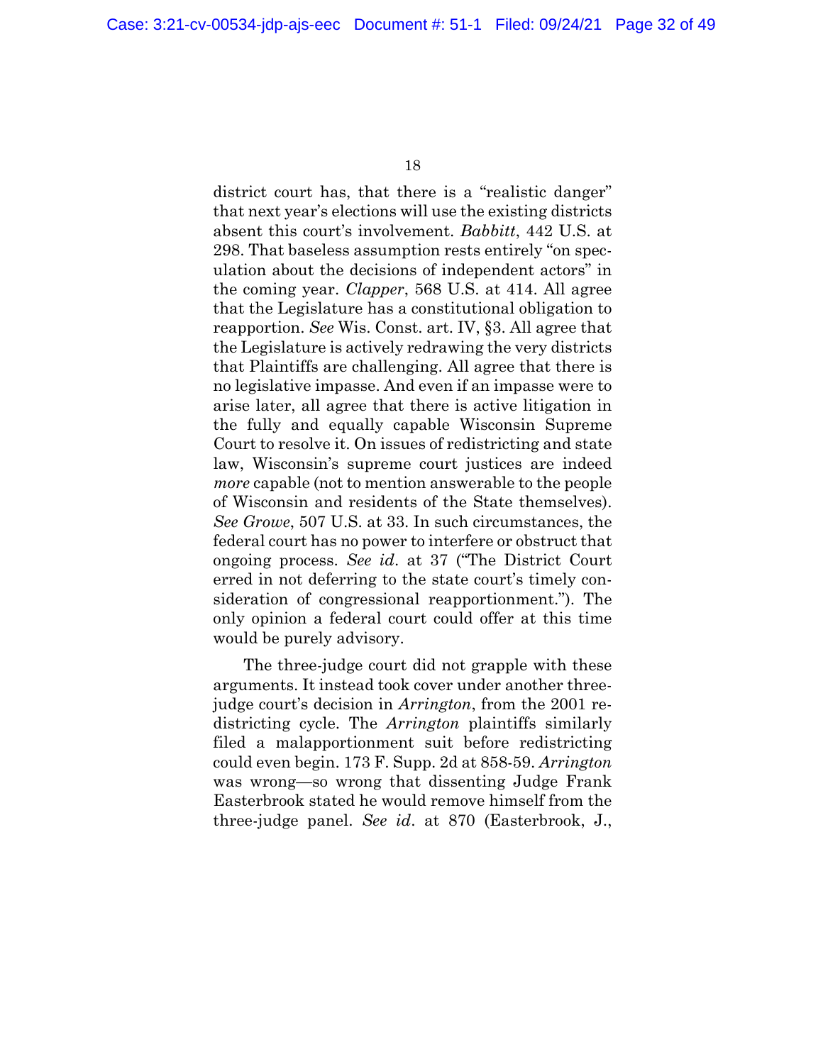district court has, that there is a "realistic danger" that next year's elections will use the existing districts absent this court's involvement. *Babbitt*, 442 U.S. at 298. That baseless assumption rests entirely "on speculation about the decisions of independent actors" in the coming year. *Clapper*, 568 U.S. at 414. All agree that the Legislature has a constitutional obligation to reapportion. *See* Wis. Const. art. IV, §3. All agree that the Legislature is actively redrawing the very districts that Plaintiffs are challenging. All agree that there is no legislative impasse. And even if an impasse were to arise later, all agree that there is active litigation in the fully and equally capable Wisconsin Supreme Court to resolve it. On issues of redistricting and state law, Wisconsin's supreme court justices are indeed *more* capable (not to mention answerable to the people of Wisconsin and residents of the State themselves). *See Growe*, 507 U.S. at 33. In such circumstances, the federal court has no power to interfere or obstruct that ongoing process. *See id*. at 37 ("The District Court erred in not deferring to the state court's timely consideration of congressional reapportionment."). The only opinion a federal court could offer at this time would be purely advisory.

The three-judge court did not grapple with these arguments. It instead took cover under another three-judge court's decision in *Arrington*, from the 2001 redistricting cycle. The *Arrington* plaintiffs similarly filed a malapportionment suit before redistricting could even begin. 173 F. Supp. 2d at 858-59. *Arrington* was wrong—so wrong that dissenting Judge Frank Easterbrook stated he would remove himself from the three-judge panel. *See id*. at 870 (Easterbrook, J.,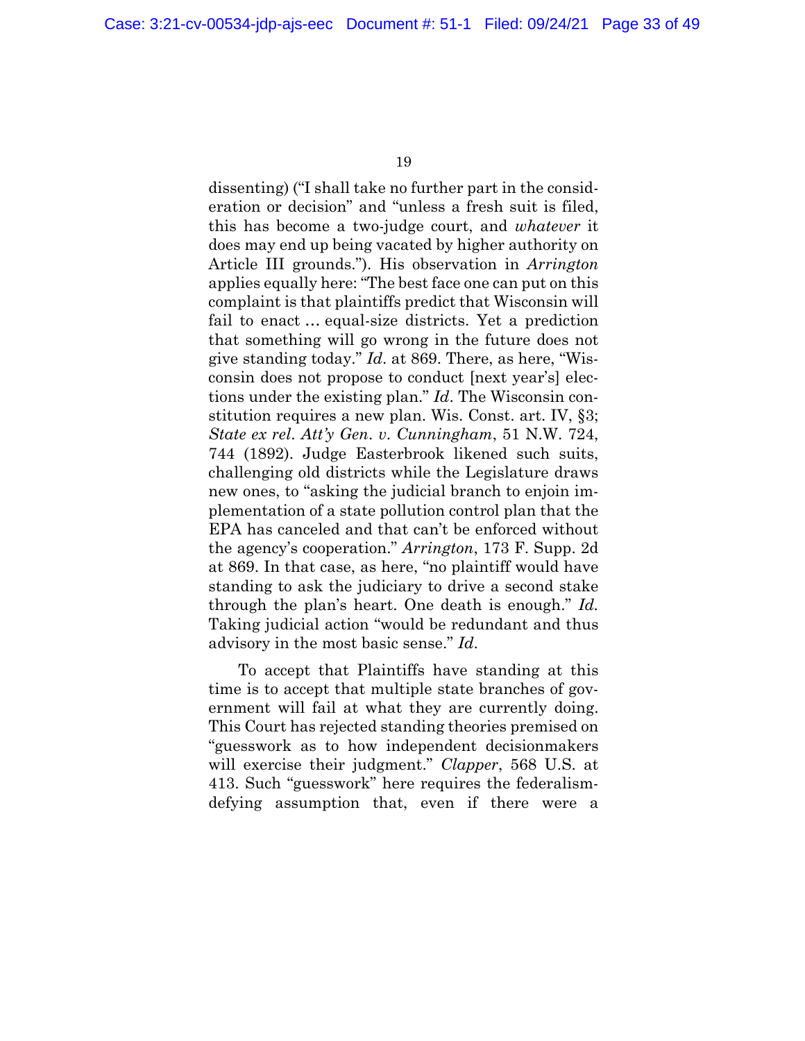dissenting) ("I shall take no further part in the consideration or decision" and "unless a fresh suit is filed, this has become a two-judge court, and *whatever* it does may end up being vacated by higher authority on Article III grounds."). His observation in *Arrington* applies equally here: "The best face one can put on this complaint is that plaintiffs predict that Wisconsin will fail to enact … equal-size districts. Yet a prediction that something will go wrong in the future does not give standing today." *Id*. at 869. There, as here, "Wisconsin does not propose to conduct [next year's] elections under the existing plan." *Id*. The Wisconsin constitution requires a new plan. Wis. Const. art. IV, §3; *State ex rel. Att'y Gen. v. Cunningham*, 51 N.W. 724, 744 (1892). Judge Easterbrook likened such suits, challenging old districts while the Legislature draws new ones, to "asking the judicial branch to enjoin implementation of a state pollution control plan that the EPA has canceled and that can't be enforced without the agency's cooperation." *Arrington*, 173 F. Supp. 2d at 869. In that case, as here, "no plaintiff would have standing to ask the judiciary to drive a second stake through the plan's heart. One death is enough." *Id.* Taking judicial action "would be redundant and thus advisory in the most basic sense." *Id*.

To accept that Plaintiffs have standing at this time is to accept that multiple state branches of government will fail at what they are currently doing. This Court has rejected standing theories premised on "guesswork as to how independent decisionmakers will exercise their judgment." *Clapper*, 568 U.S. at 413. Such "guesswork" here requires the federalism-defying assumption that, even if there were a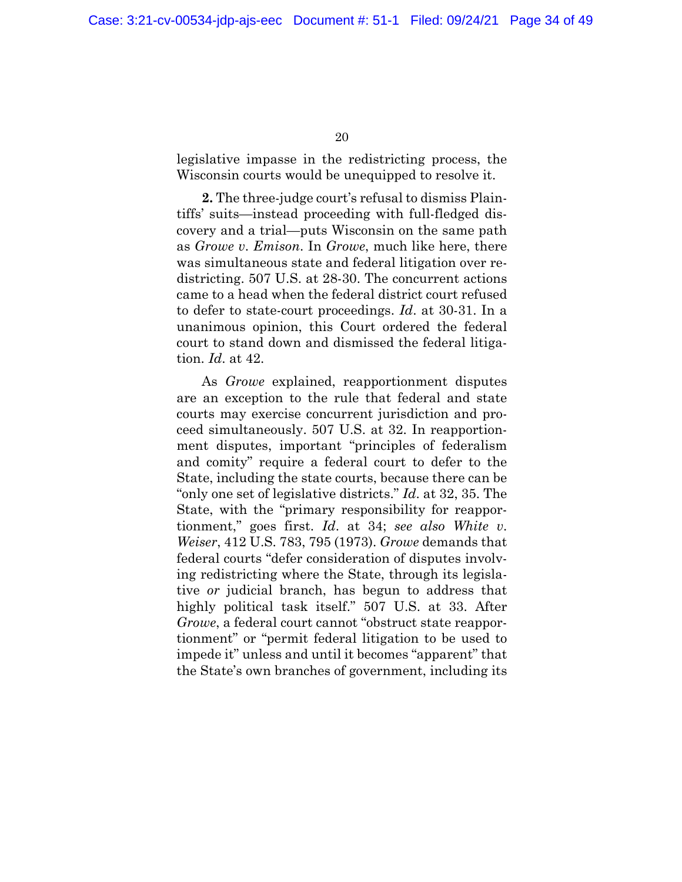legislative impasse in the redistricting process, the Wisconsin courts would be unequipped to resolve it.

**2.** The three-judge court's refusal to dismiss Plaintiffs' suits—instead proceeding with full-fledged discovery and a trial—puts Wisconsin on the same path as *Growe v. Emison*. In *Growe*, much like here, there was simultaneous state and federal litigation over redistricting. 507 U.S. at 28-30. The concurrent actions came to a head when the federal district court refused to defer to state-court proceedings. *Id*. at 30-31. In a unanimous opinion, this Court ordered the federal court to stand down and dismissed the federal litigation. *Id*. at 42.

As *Growe* explained, reapportionment disputes are an exception to the rule that federal and state courts may exercise concurrent jurisdiction and proceed simultaneously. 507 U.S. at 32. In reapportionment disputes, important "principles of federalism and comity" require a federal court to defer to the State, including the state courts, because there can be "only one set of legislative districts." *Id*. at 32, 35. The State, with the "primary responsibility for reapportionment," goes first. *Id*. at 34; *see also White v. Weiser*, 412 U.S. 783, 795 (1973). *Growe* demands that federal courts "defer consideration of disputes involving redistricting where the State, through its legislative *or* judicial branch, has begun to address that highly political task itself." 507 U.S. at 33. After *Growe*, a federal court cannot "obstruct state reapportionment" or "permit federal litigation to be used to impede it" unless and until it becomes "apparent" that the State's own branches of government, including its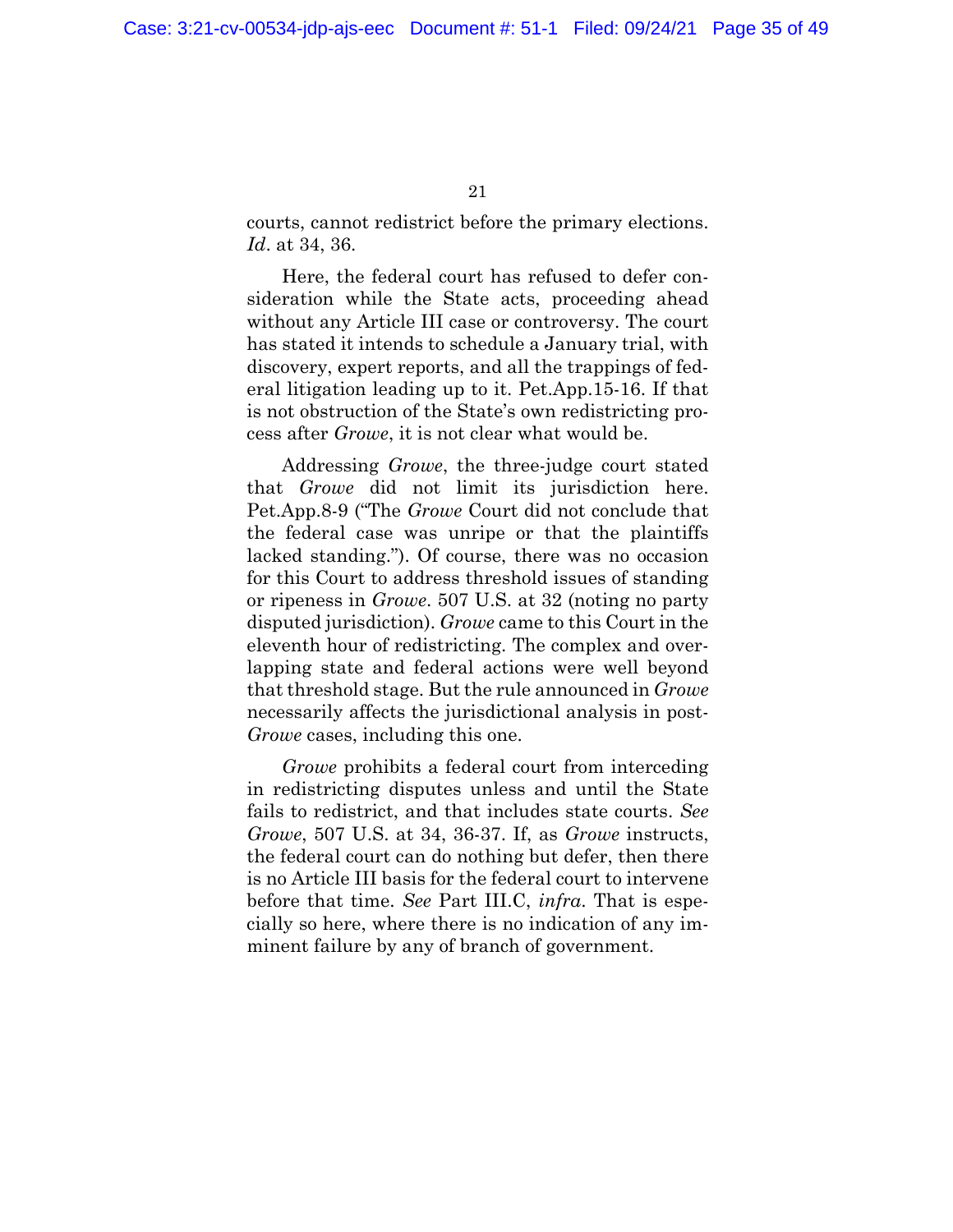courts, cannot redistrict before the primary elections. *Id*. at 34, 36.

Here, the federal court has refused to defer consideration while the State acts, proceeding ahead without any Article III case or controversy. The court has stated it intends to schedule a January trial, with discovery, expert reports, and all the trappings of federal litigation leading up to it. Pet.App.15-16. If that is not obstruction of the State's own redistricting process after *Growe*, it is not clear what would be.

Addressing *Growe*, the three-judge court stated that *Growe* did not limit its jurisdiction here. Pet.App.8-9 ("The *Growe* Court did not conclude that the federal case was unripe or that the plaintiffs lacked standing."). Of course, there was no occasion for this Court to address threshold issues of standing or ripeness in *Growe*. 507 U.S. at 32 (noting no party disputed jurisdiction). *Growe* came to this Court in the eleventh hour of redistricting. The complex and overlapping state and federal actions were well beyond that threshold stage. But the rule announced in *Growe* necessarily affects the jurisdictional analysis in post-*Growe* cases, including this one.

*Growe* prohibits a federal court from interceding in redistricting disputes unless and until the State fails to redistrict, and that includes state courts. *See Growe*, 507 U.S. at 34, 36-37. If, as *Growe* instructs, the federal court can do nothing but defer, then there is no Article III basis for the federal court to intervene before that time. *See* Part III.C, *infra*. That is especially so here, where there is no indication of any imminent failure by any of branch of government.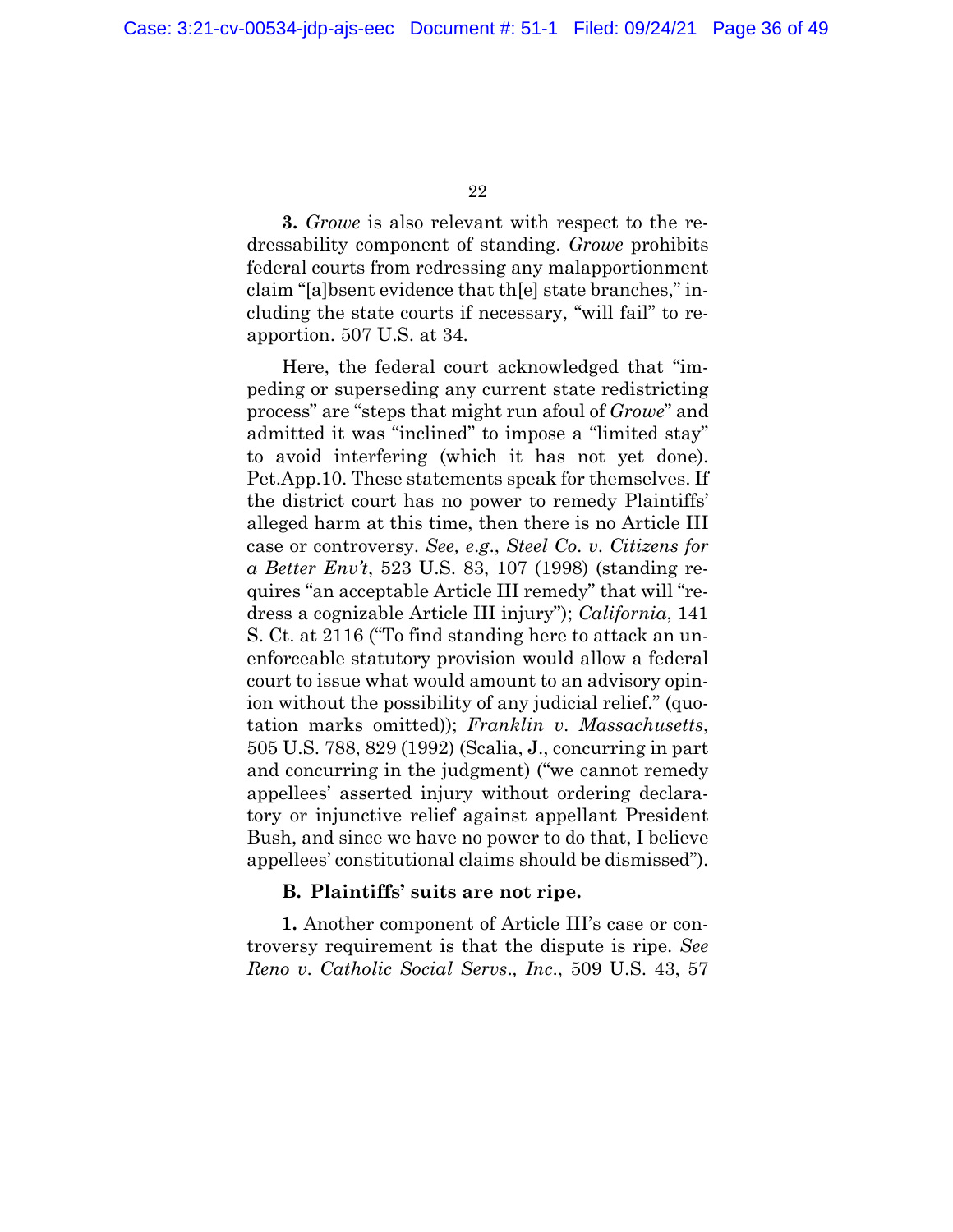**3.** *Growe* is also relevant with respect to the redressability component of standing. *Growe* prohibits federal courts from redressing any malapportionment claim "[a]bsent evidence that th[e] state branches," including the state courts if necessary, "will fail" to reapportion. 507 U.S. at 34.

Here, the federal court acknowledged that "impeding or superseding any current state redistricting process" are "steps that might run afoul of *Growe*" and admitted it was "inclined" to impose a "limited stay" to avoid interfering (which it has not yet done). Pet.App.10. These statements speak for themselves. If the district court has no power to remedy Plaintiffs' alleged harm at this time, then there is no Article III case or controversy. *See, e.g.*, *Steel Co. v. Citizens for a Better Env't*, 523 U.S. 83, 107 (1998) (standing requires "an acceptable Article III remedy" that will "redress a cognizable Article III injury"); *California*, 141 S. Ct. at 2116 ("To find standing here to attack an unenforceable statutory provision would allow a federal court to issue what would amount to an advisory opinion without the possibility of any judicial relief." (quotation marks omitted)); *Franklin v. Massachusetts*, 505 U.S. 788, 829 (1992) (Scalia, J., concurring in part and concurring in the judgment) ("we cannot remedy appellees' asserted injury without ordering declaratory or injunctive relief against appellant President Bush, and since we have no power to do that, I believe appellees' constitutional claims should be dismissed").

**B. Plaintiffs' suits are not ripe.**

**1.** Another component of Article III's case or controversy requirement is that the dispute is ripe. *See Reno v. Catholic Social Servs., Inc.*, 509 U.S. 43, 57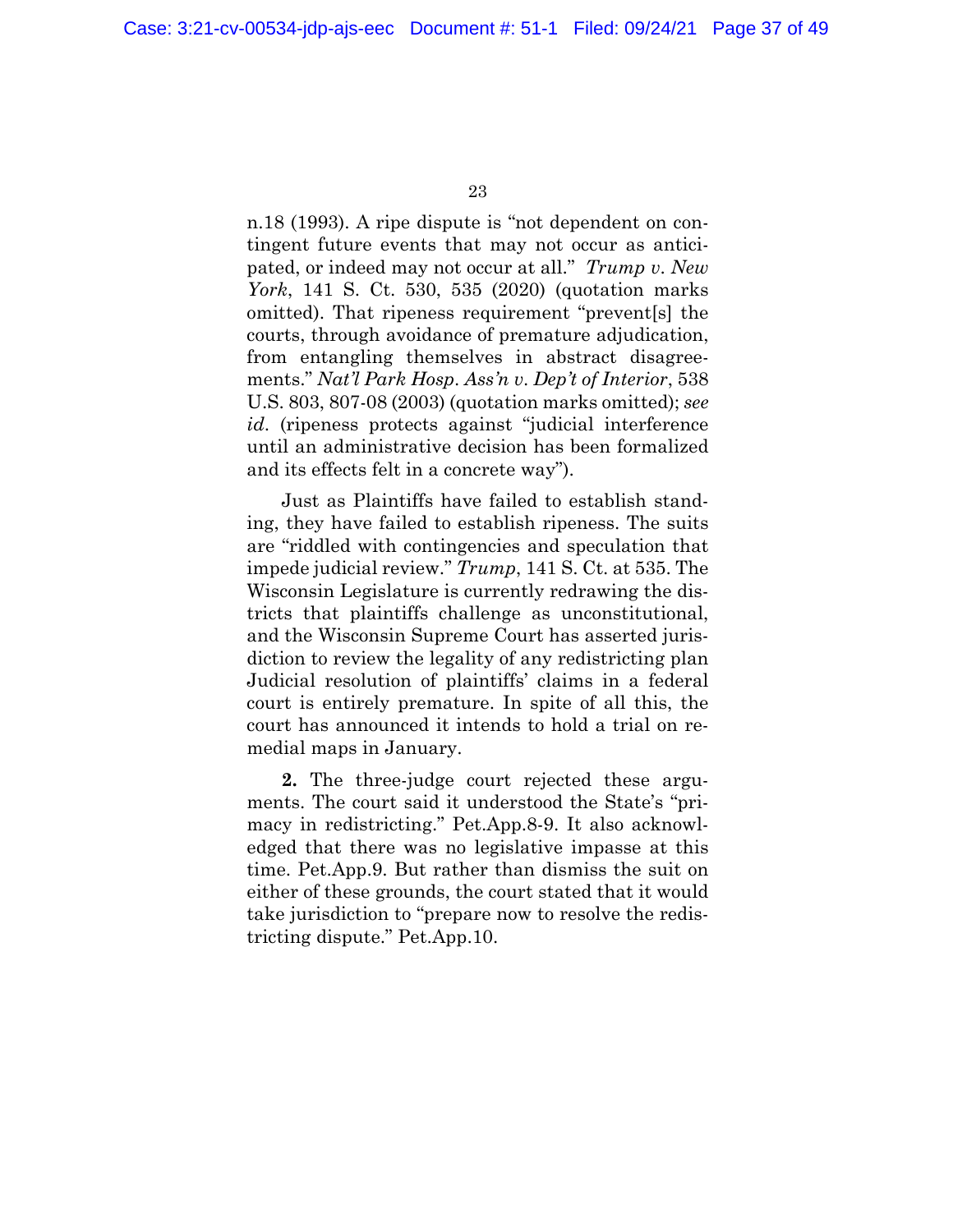n.18 (1993). A ripe dispute is "not dependent on contingent future events that may not occur as anticipated, or indeed may not occur at all." *Trump v. New York*, 141 S. Ct. 530, 535 (2020) (quotation marks omitted). That ripeness requirement "prevent[s] the courts, through avoidance of premature adjudication, from entangling themselves in abstract disagreements." *Nat'l Park Hosp. Ass'n v. Dep't of Interior*, 538 U.S. 803, 807-08 (2003) (quotation marks omitted); *see id.* (ripeness protects against "judicial interference until an administrative decision has been formalized and its effects felt in a concrete way").

Just as Plaintiffs have failed to establish standing, they have failed to establish ripeness. The suits are "riddled with contingencies and speculation that impede judicial review." *Trump*, 141 S. Ct. at 535. The Wisconsin Legislature is currently redrawing the districts that plaintiffs challenge as unconstitutional, and the Wisconsin Supreme Court has asserted jurisdiction to review the legality of any redistricting plan Judicial resolution of plaintiffs' claims in a federal court is entirely premature. In spite of all this, the court has announced it intends to hold a trial on remedial maps in January.

**2.** The three-judge court rejected these arguments. The court said it understood the State's "primacy in redistricting." Pet.App.8-9. It also acknowledged that there was no legislative impasse at this time. Pet.App.9. But rather than dismiss the suit on either of these grounds, the court stated that it would take jurisdiction to "prepare now to resolve the redistricting dispute." Pet.App.10.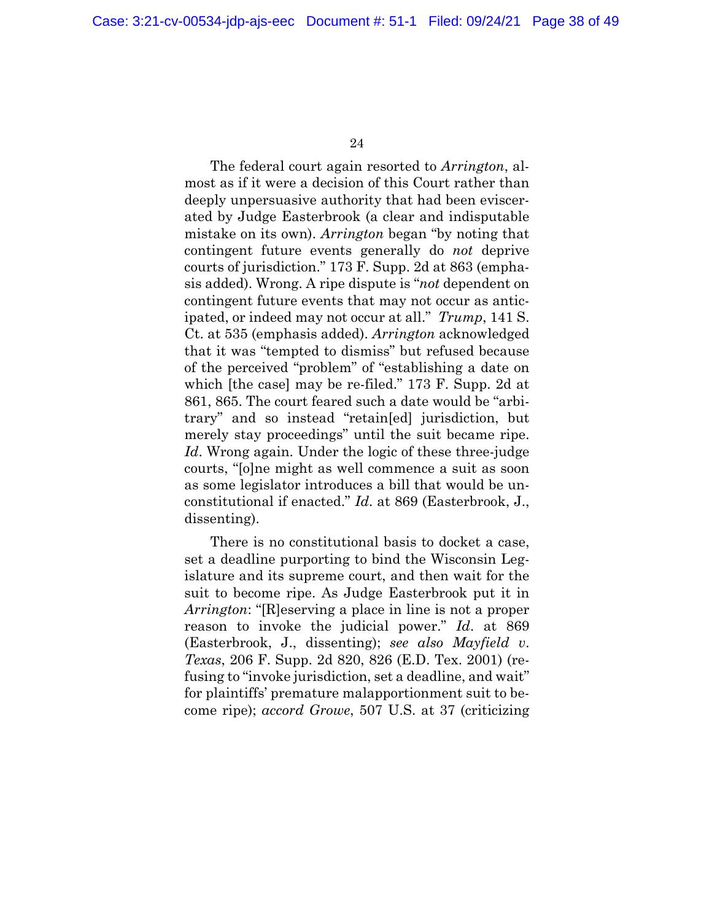The federal court again resorted to *Arrington*, almost as if it were a decision of this Court rather than deeply unpersuasive authority that had been eviscerated by Judge Easterbrook (a clear and indisputable mistake on its own). *Arrington* began "by noting that contingent future events generally do *not* deprive courts of jurisdiction." 173 F. Supp. 2d at 863 (emphasis added). Wrong. A ripe dispute is "*not* dependent on contingent future events that may not occur as anticipated, or indeed may not occur at all." *Trump*, 141 S. Ct. at 535 (emphasis added). *Arrington* acknowledged that it was "tempted to dismiss" but refused because of the perceived "problem" of "establishing a date on which [the case] may be re-filed." 173 F. Supp. 2d at 861, 865. The court feared such a date would be "arbitrary" and so instead "retain[ed] jurisdiction, but merely stay proceedings" until the suit became ripe. *Id*. Wrong again. Under the logic of these three-judge courts, "[o]ne might as well commence a suit as soon as some legislator introduces a bill that would be unconstitutional if enacted." *Id*. at 869 (Easterbrook, J., dissenting).

There is no constitutional basis to docket a case, set a deadline purporting to bind the Wisconsin Legislature and its supreme court, and then wait for the suit to become ripe. As Judge Easterbrook put it in *Arrington*: "[R]eserving a place in line is not a proper reason to invoke the judicial power." *Id*. at 869 (Easterbrook, J., dissenting); *see also Mayfield v. Texas*, 206 F. Supp. 2d 820, 826 (E.D. Tex. 2001) (refusing to "invoke jurisdiction, set a deadline, and wait" for plaintiffs' premature malapportionment suit to become ripe); *accord Growe*, 507 U.S. at 37 (criticizing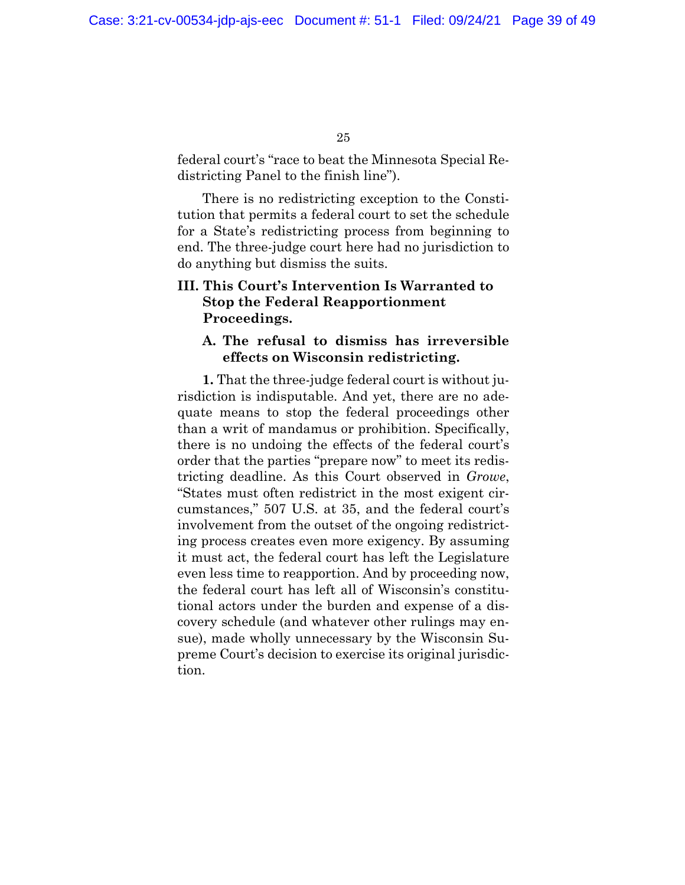federal court's "race to beat the Minnesota Special Redistricting Panel to the finish line").

There is no redistricting exception to the Constitution that permits a federal court to set the schedule for a State's redistricting process from beginning to end. The three-judge court here had no jurisdiction to do anything but dismiss the suits.

## III. This Court's Intervention Is Warranted to Stop the Federal Reapportionment Proceedings.

### A. The refusal to dismiss has irreversible effects on Wisconsin redistricting.

**1.** That the three-judge federal court is without jurisdiction is indisputable. And yet, there are no adequate means to stop the federal proceedings other than a writ of mandamus or prohibition. Specifically, there is no undoing the effects of the federal court's order that the parties "prepare now" to meet its redistricting deadline. As this Court observed in *Growe*, "States must often redistrict in the most exigent circumstances," 507 U.S. at 35, and the federal court's involvement from the outset of the ongoing redistricting process creates even more exigency. By assuming it must act, the federal court has left the Legislature even less time to reapportion. And by proceeding now, the federal court has left all of Wisconsin's constitutional actors under the burden and expense of a discovery schedule (and whatever other rulings may ensue), made wholly unnecessary by the Wisconsin Supreme Court's decision to exercise its original jurisdiction.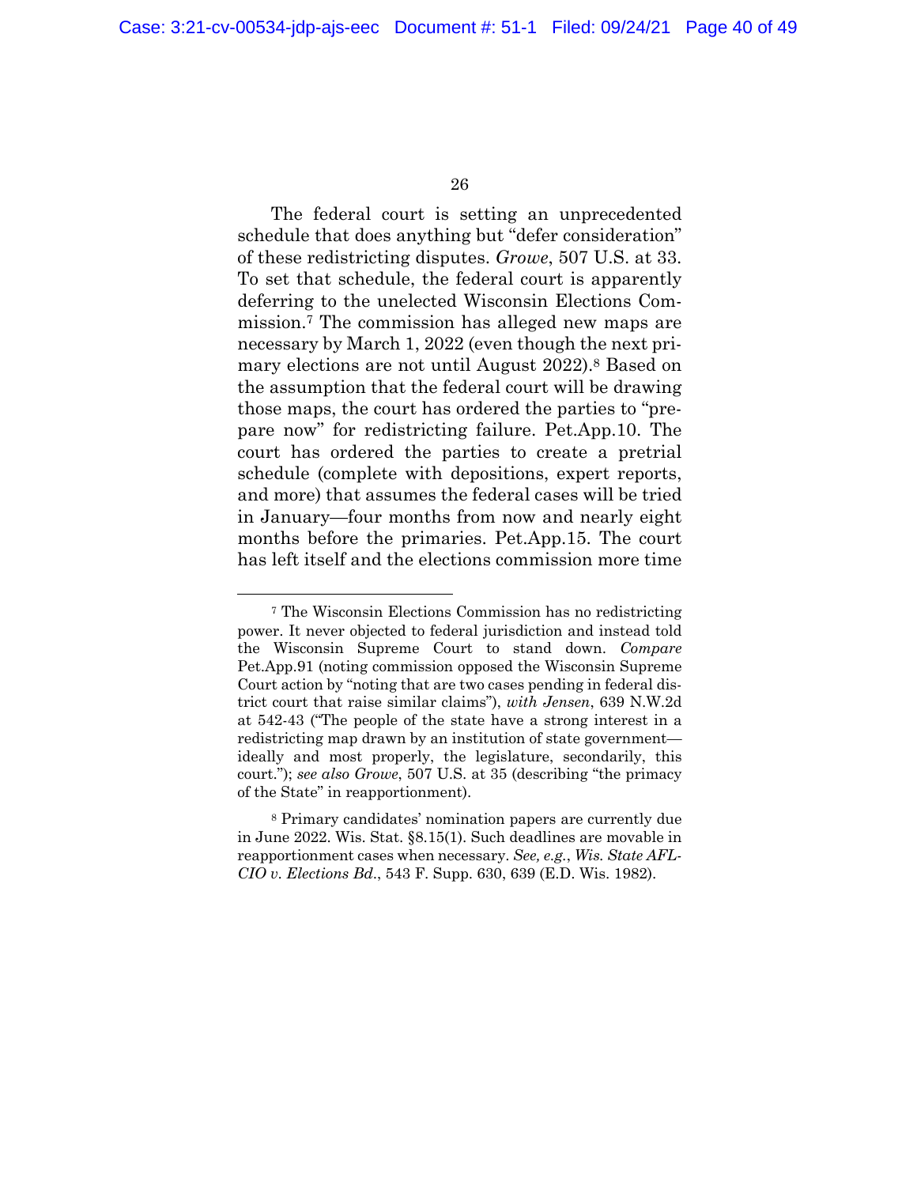The federal court is setting an unprecedented schedule that does anything but "defer consideration" of these redistricting disputes. *Growe*, 507 U.S. at 33. To set that schedule, the federal court is apparently deferring to the unelected Wisconsin Elections Commission.[7] The commission has alleged new maps are necessary by March 1, 2022 (even though the next primary elections are not until August 2022).[8] Based on the assumption that the federal court will be drawing those maps, the court has ordered the parties to "prepare now" for redistricting failure. Pet.App.10. The court has ordered the parties to create a pretrial schedule (complete with depositions, expert reports, and more) that assumes the federal cases will be tried in January—four months from now and nearly eight months before the primaries. Pet.App.15. The court has left itself and the elections commission more time

---

[7] The Wisconsin Elections Commission has no redistricting power. It never objected to federal jurisdiction and instead told the Wisconsin Supreme Court to stand down. *Compare* Pet.App.91 (noting commission opposed the Wisconsin Supreme Court action by "noting that are two cases pending in federal district court that raise similar claims"), *with Jensen*, 639 N.W.2d at 542-43 ("The people of the state have a strong interest in a redistricting map drawn by an institution of state government—ideally and most properly, the legislature, secondarily, this court."); *see also Growe*, 507 U.S. at 35 (describing "the primacy of the State" in reapportionment).

[8] Primary candidates' nomination papers are currently due in June 2022. Wis. Stat. §8.15(1). Such deadlines are movable in reapportionment cases when necessary. *See, e.g.*, *Wis. State AFL-CIO v. Elections Bd.*, 543 F. Supp. 630, 639 (E.D. Wis. 1982).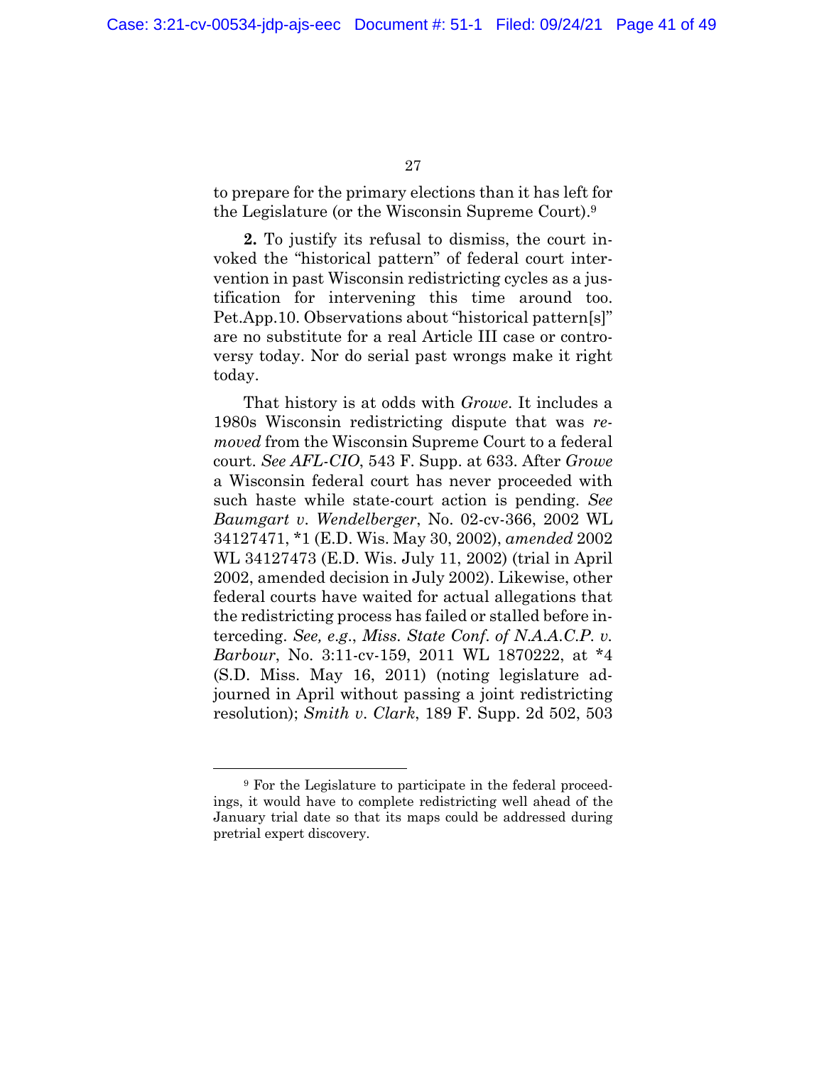to prepare for the primary elections than it has left for the Legislature (or the Wisconsin Supreme Court).[9]

**2.** To justify its refusal to dismiss, the court invoked the "historical pattern" of federal court intervention in past Wisconsin redistricting cycles as a justification for intervening this time around too. Pet.App.10. Observations about "historical pattern[s]" are no substitute for a real Article III case or controversy today. Nor do serial past wrongs make it right today.

That history is at odds with *Growe*. It includes a 1980s Wisconsin redistricting dispute that was *removed* from the Wisconsin Supreme Court to a federal court. *See AFL-CIO*, 543 F. Supp. at 633. After *Growe* a Wisconsin federal court has never proceeded with such haste while state-court action is pending. *See Baumgart v. Wendelberger*, No. 02-cv-366, 2002 WL 34127471, *1 (E.D. Wis. May 30, 2002), *amended* 2002 WL 34127473 (E.D. Wis. July 11, 2002) (trial in April 2002, amended decision in July 2002). Likewise, other federal courts have waited for actual allegations that the redistricting process has failed or stalled before interceding. *See, e.g.*, *Miss. State Conf. of N.A.A.C.P. v. Barbour*, No. 3:11-cv-159, 2011 WL 1870222, at *4 (S.D. Miss. May 16, 2011) (noting legislature adjourned in April without passing a joint redistricting resolution); *Smith v. Clark*, 189 F. Supp. 2d 502, 503

---

[9] For the Legislature to participate in the federal proceedings, it would have to complete redistricting well ahead of the January trial date so that its maps could be addressed during pretrial expert discovery.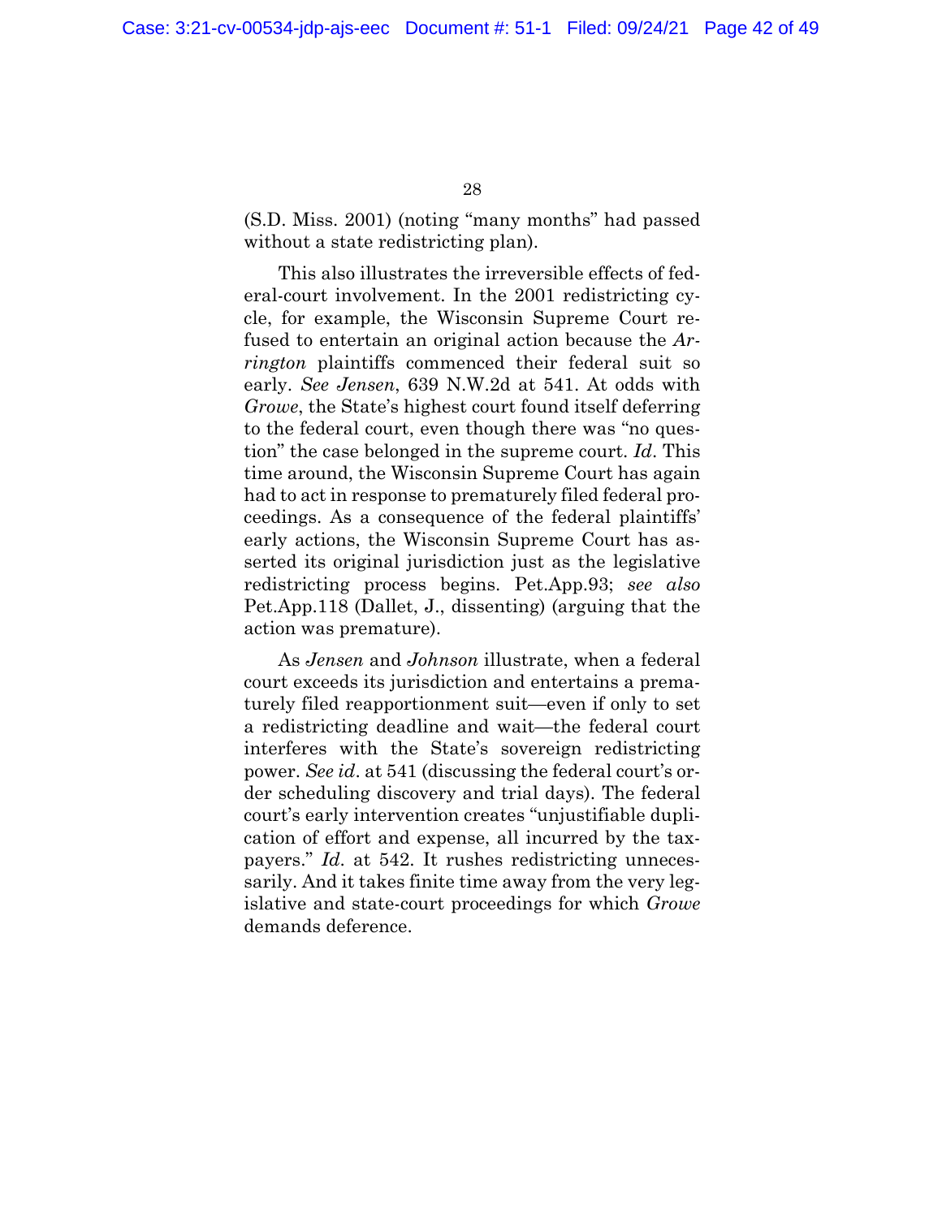(S.D. Miss. 2001) (noting "many months" had passed without a state redistricting plan).

This also illustrates the irreversible effects of federal-court involvement. In the 2001 redistricting cycle, for example, the Wisconsin Supreme Court refused to entertain an original action because the *Arrington* plaintiffs commenced their federal suit so early. *See Jensen*, 639 N.W.2d at 541. At odds with *Growe*, the State's highest court found itself deferring to the federal court, even though there was "no question" the case belonged in the supreme court. *Id*. This time around, the Wisconsin Supreme Court has again had to act in response to prematurely filed federal proceedings. As a consequence of the federal plaintiffs' early actions, the Wisconsin Supreme Court has asserted its original jurisdiction just as the legislative redistricting process begins. Pet.App.93; *see also* Pet.App.118 (Dallet, J., dissenting) (arguing that the action was premature).

As *Jensen* and *Johnson* illustrate, when a federal court exceeds its jurisdiction and entertains a prematurely filed reapportionment suit—even if only to set a redistricting deadline and wait—the federal court interferes with the State's sovereign redistricting power. *See id*. at 541 (discussing the federal court's order scheduling discovery and trial days). The federal court's early intervention creates "unjustifiable duplication of effort and expense, all incurred by the taxpayers." *Id*. at 542. It rushes redistricting unnecessarily. And it takes finite time away from the very legislative and state-court proceedings for which *Growe* demands deference.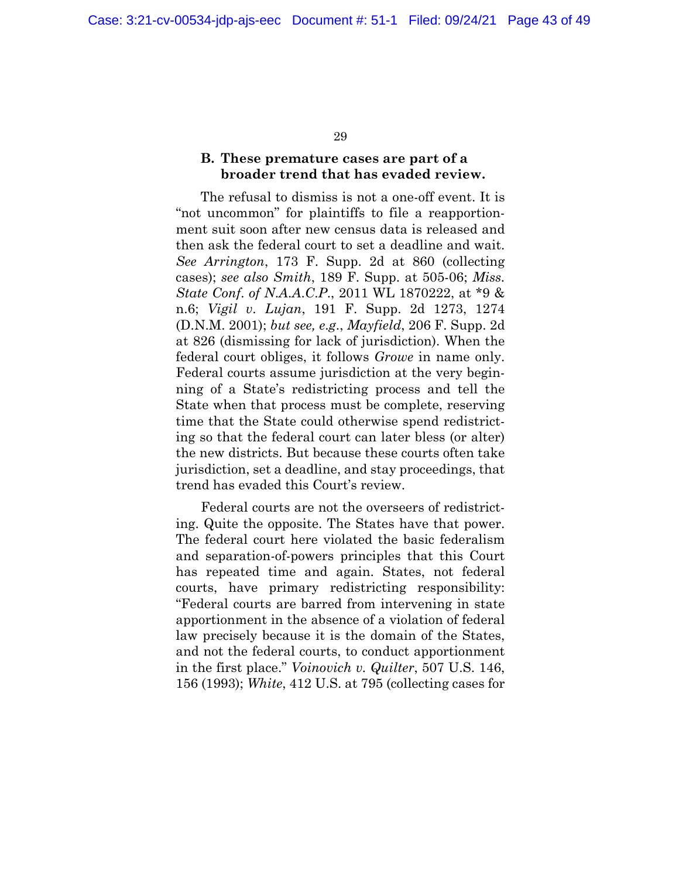### B. These premature cases are part of a broader trend that has evaded review.

The refusal to dismiss is not a one-off event. It is "not uncommon" for plaintiffs to file a reapportionment suit soon after new census data is released and then ask the federal court to set a deadline and wait. *See Arrington*, 173 F. Supp. 2d at 860 (collecting cases); *see also Smith*, 189 F. Supp. at 505-06; *Miss. State Conf. of N.A.A.C.P.*, 2011 WL 1870222, at *9 & n.6; *Vigil v. Lujan*, 191 F. Supp. 2d 1273, 1274 (D.N.M. 2001); *but see, e.g.*, *Mayfield*, 206 F. Supp. 2d at 826 (dismissing for lack of jurisdiction). When the federal court obliges, it follows *Growe* in name only. Federal courts assume jurisdiction at the very beginning of a State's redistricting process and tell the State when that process must be complete, reserving time that the State could otherwise spend redistricting so that the federal court can later bless (or alter) the new districts. But because these courts often take jurisdiction, set a deadline, and stay proceedings, that trend has evaded this Court's review.

Federal courts are not the overseers of redistricting. Quite the opposite. The States have that power. The federal court here violated the basic federalism and separation-of-powers principles that this Court has repeated time and again. States, not federal courts, have primary redistricting responsibility: "Federal courts are barred from intervening in state apportionment in the absence of a violation of federal law precisely because it is the domain of the States, and not the federal courts, to conduct apportionment in the first place." *Voinovich v. Quilter*, 507 U.S. 146, 156 (1993); *White*, 412 U.S. at 795 (collecting cases for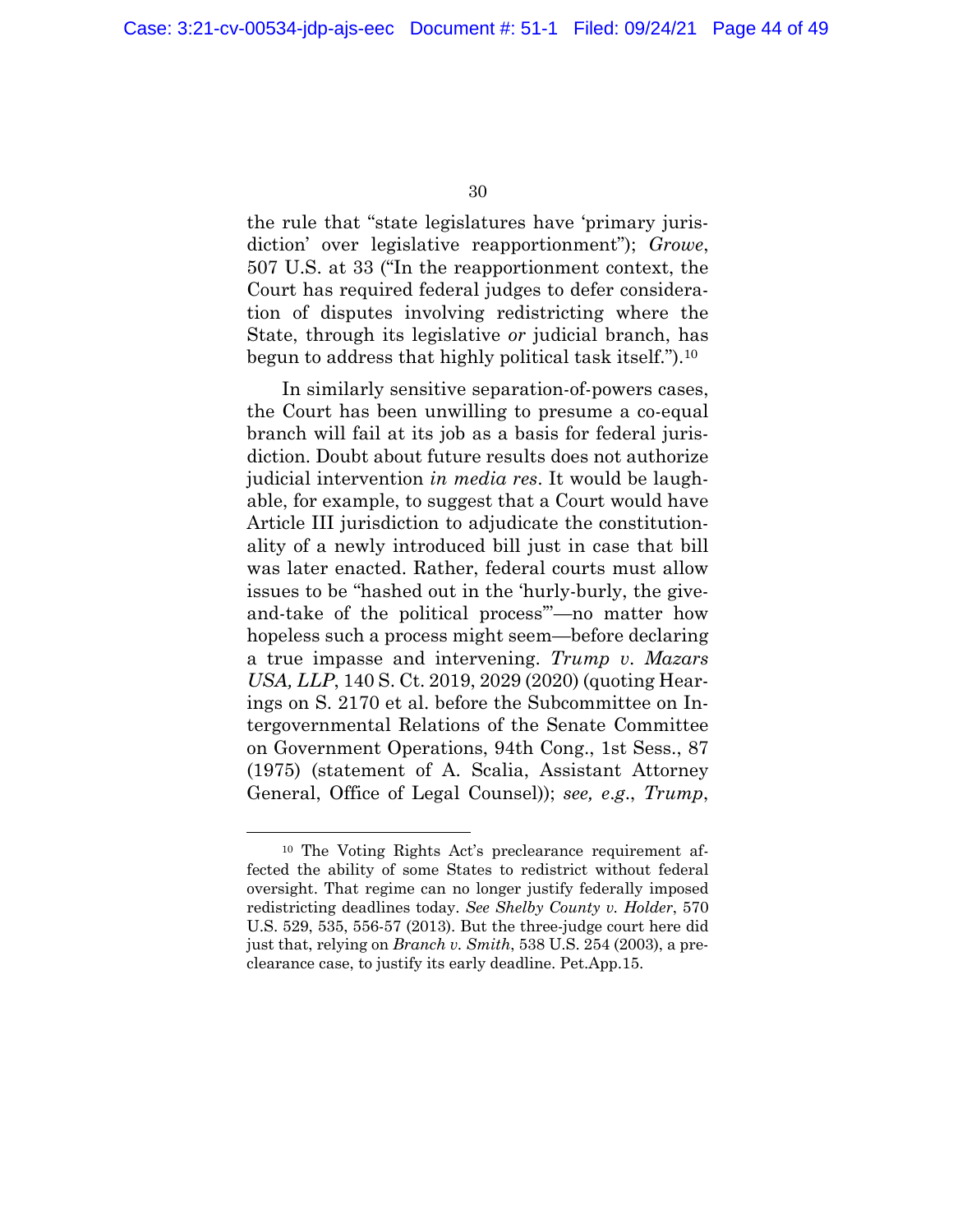the rule that "state legislatures have 'primary jurisdiction' over legislative reapportionment"); *Growe*, 507 U.S. at 33 ("In the reapportionment context, the Court has required federal judges to defer consideration of disputes involving redistricting where the State, through its legislative *or* judicial branch, has begun to address that highly political task itself.").[10]

In similarly sensitive separation-of-powers cases, the Court has been unwilling to presume a co-equal branch will fail at its job as a basis for federal jurisdiction. Doubt about future results does not authorize judicial intervention *in media res*. It would be laughable, for example, to suggest that a Court would have Article III jurisdiction to adjudicate the constitutionality of a newly introduced bill just in case that bill was later enacted. Rather, federal courts must allow issues to be "hashed out in the 'hurly-burly, the give-and-take of the political process'"—no matter how hopeless such a process might seem—before declaring a true impasse and intervening. *Trump v. Mazars USA, LLP*, 140 S. Ct. 2019, 2029 (2020) (quoting Hearings on S. 2170 et al. before the Subcommittee on Intergovernmental Relations of the Senate Committee on Government Operations, 94th Cong., 1st Sess., 87 (1975) (statement of A. Scalia, Assistant Attorney General, Office of Legal Counsel)); *see, e.g.*, *Trump*,

[10] The Voting Rights Act's preclearance requirement affected the ability of some States to redistrict without federal oversight. That regime can no longer justify federally imposed redistricting deadlines today. *See Shelby County v. Holder*, 570 U.S. 529, 535, 556-57 (2013). But the three-judge court here did just that, relying on *Branch v. Smith*, 538 U.S. 254 (2003), a preclearance case, to justify its early deadline. Pet.App.15.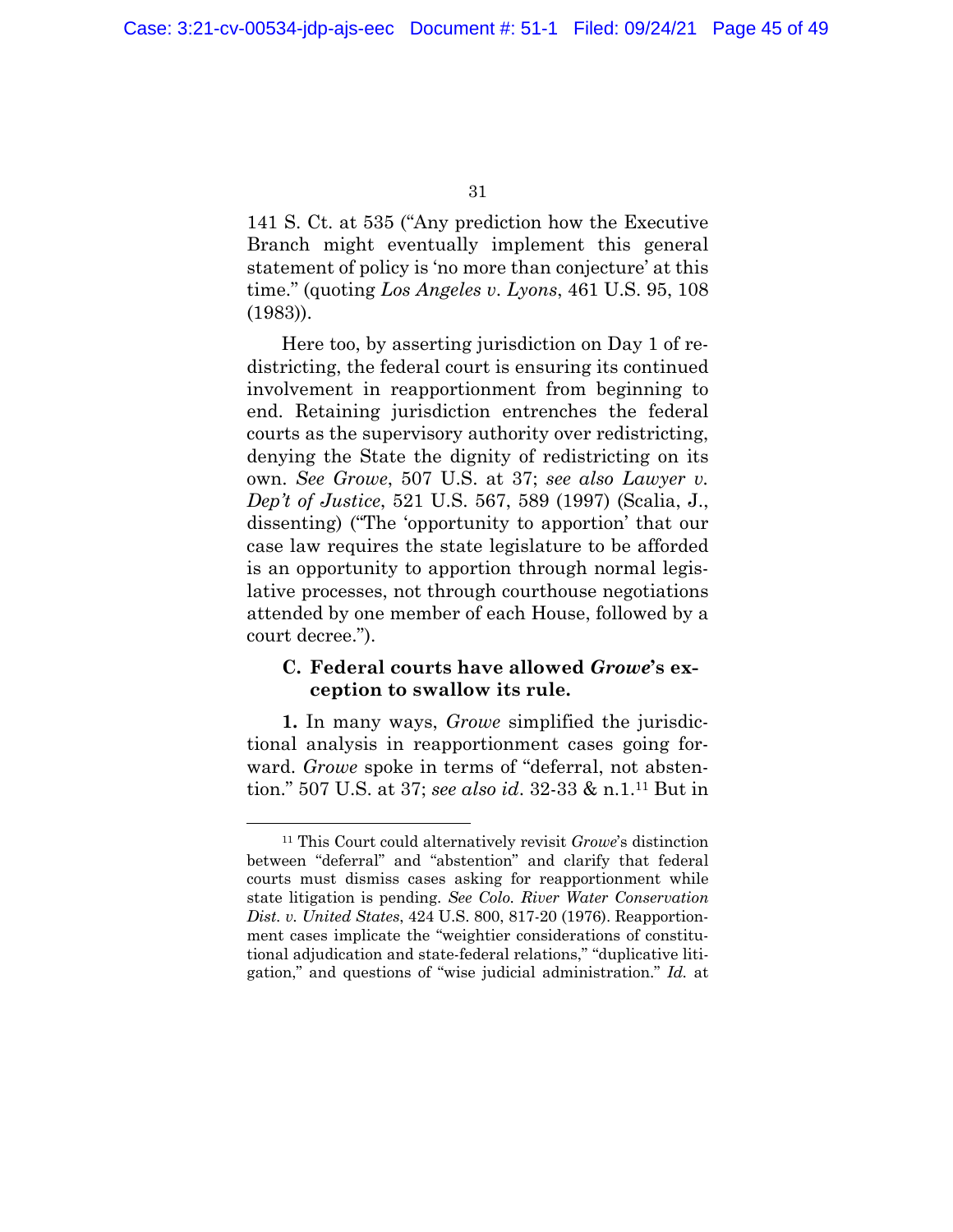141 S. Ct. at 535 ("Any prediction how the Executive Branch might eventually implement this general statement of policy is 'no more than conjecture' at this time." (quoting *Los Angeles v. Lyons*, 461 U.S. 95, 108 (1983)).

Here too, by asserting jurisdiction on Day 1 of redistricting, the federal court is ensuring its continued involvement in reapportionment from beginning to end. Retaining jurisdiction entrenches the federal courts as the supervisory authority over redistricting, denying the State the dignity of redistricting on its own. *See Growe*, 507 U.S. at 37; *see also Lawyer v. Dep't of Justice*, 521 U.S. 567, 589 (1997) (Scalia, J., dissenting) ("The 'opportunity to apportion' that our case law requires the state legislature to be afforded is an opportunity to apportion through normal legislative processes, not through courthouse negotiations attended by one member of each House, followed by a court decree.").

### C. Federal courts have allowed *Growe*'s exception to swallow its rule.

**1.** In many ways, *Growe* simplified the jurisdictional analysis in reapportionment cases going forward. *Growe* spoke in terms of "deferral, not abstention." 507 U.S. at 37; *see also id*. 32-33 & n.1.[11] But in

[11] This Court could alternatively revisit *Growe*'s distinction between "deferral" and "abstention" and clarify that federal courts must dismiss cases asking for reapportionment while state litigation is pending. *See Colo. River Water Conservation Dist. v. United States*, 424 U.S. 800, 817-20 (1976). Reapportionment cases implicate the "weightier considerations of constitutional adjudication and state-federal relations," "duplicative litigation," and questions of "wise judicial administration." *Id.* at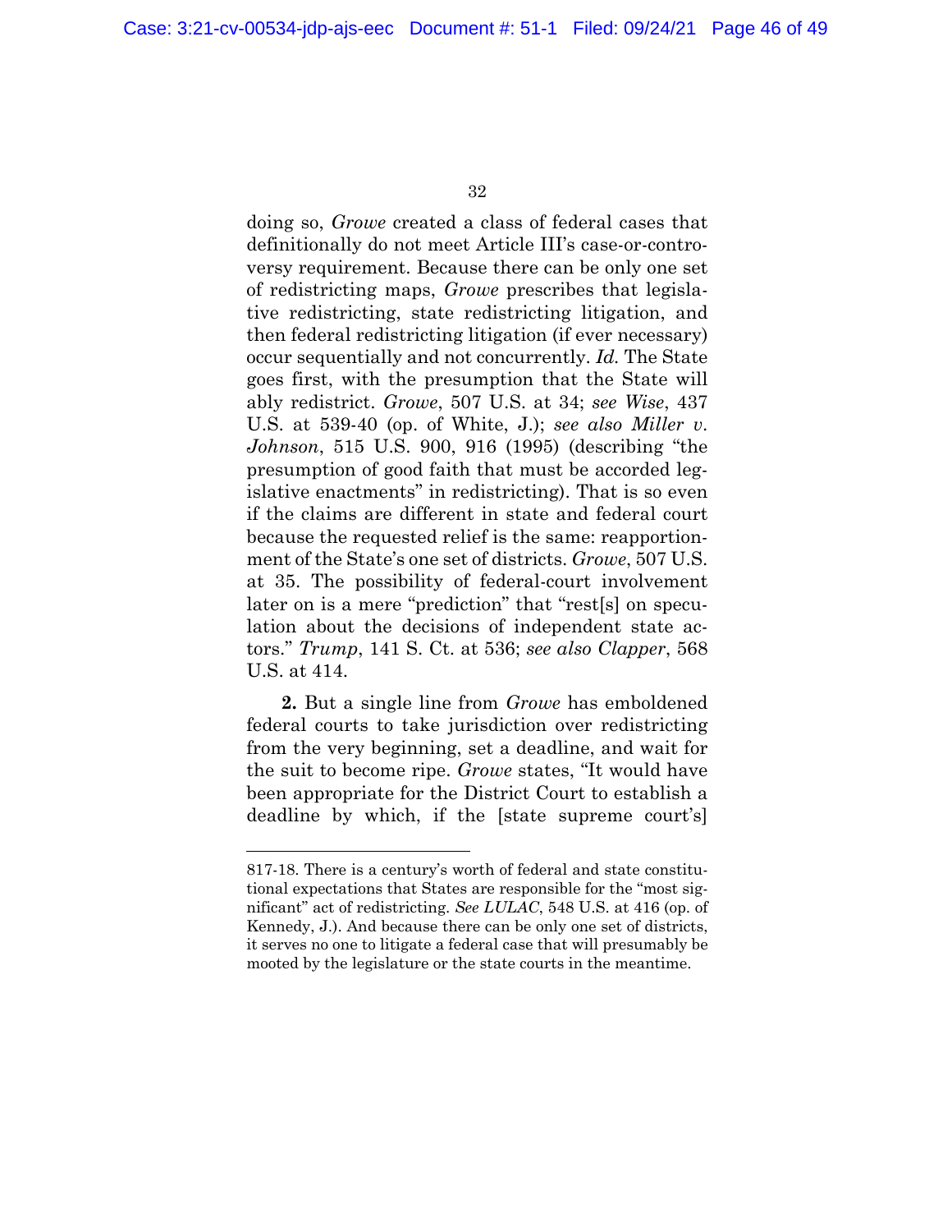doing so, *Growe* created a class of federal cases that definitionally do not meet Article III's case-or-controversy requirement. Because there can be only one set of redistricting maps, *Growe* prescribes that legislative redistricting, state redistricting litigation, and then federal redistricting litigation (if ever necessary) occur sequentially and not concurrently. *Id.* The State goes first, with the presumption that the State will ably redistrict. *Growe*, 507 U.S. at 34; *see Wise*, 437 U.S. at 539-40 (op. of White, J.); *see also Miller v. Johnson*, 515 U.S. 900, 916 (1995) (describing "the presumption of good faith that must be accorded legislative enactments" in redistricting). That is so even if the claims are different in state and federal court because the requested relief is the same: reapportionment of the State's one set of districts. *Growe*, 507 U.S. at 35. The possibility of federal-court involvement later on is a mere "prediction" that "rest[s] on speculation about the decisions of independent state actors." *Trump*, 141 S. Ct. at 536; *see also Clapper*, 568 U.S. at 414.

**2.** But a single line from *Growe* has emboldened federal courts to take jurisdiction over redistricting from the very beginning, set a deadline, and wait for the suit to become ripe. *Growe* states, "It would have been appropriate for the District Court to establish a deadline by which, if the [state supreme court's]

---

817-18. There is a century's worth of federal and state constitutional expectations that States are responsible for the "most significant" act of redistricting. *See LULAC*, 548 U.S. at 416 (op. of Kennedy, J.). And because there can be only one set of districts, it serves no one to litigate a federal case that will presumably be mooted by the legislature or the state courts in the meantime.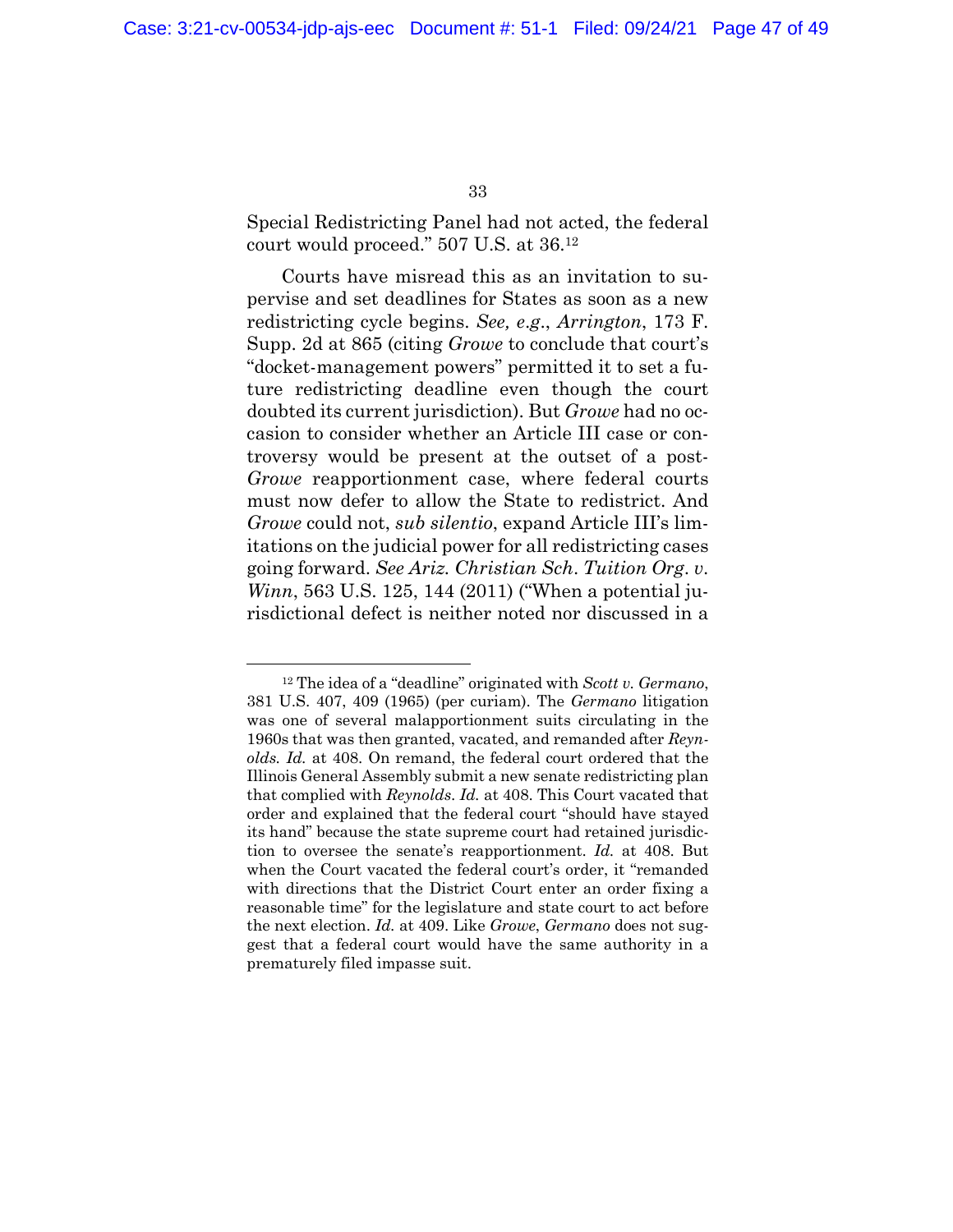Special Redistricting Panel had not acted, the federal court would proceed." 507 U.S. at 36.[12]

Courts have misread this as an invitation to supervise and set deadlines for States as soon as a new redistricting cycle begins. *See, e.g.*, *Arrington*, 173 F. Supp. 2d at 865 (citing *Growe* to conclude that court's "docket-management powers" permitted it to set a future redistricting deadline even though the court doubted its current jurisdiction). But *Growe* had no occasion to consider whether an Article III case or controversy would be present at the outset of a post-*Growe* reapportionment case, where federal courts must now defer to allow the State to redistrict. And *Growe* could not, *sub silentio*, expand Article III's limitations on the judicial power for all redistricting cases going forward. *See Ariz. Christian Sch. Tuition Org. v. Winn*, 563 U.S. 125, 144 (2011) ("When a potential jurisdictional defect is neither noted nor discussed in a

---

[12] The idea of a "deadline" originated with *Scott v. Germano*, 381 U.S. 407, 409 (1965) (per curiam). The *Germano* litigation was one of several malapportionment suits circulating in the 1960s that was then granted, vacated, and remanded after *Reynolds. Id.* at 408. On remand, the federal court ordered that the Illinois General Assembly submit a new senate redistricting plan that complied with *Reynolds. Id.* at 408. This Court vacated that order and explained that the federal court "should have stayed its hand" because the state supreme court had retained jurisdiction to oversee the senate's reapportionment. *Id.* at 408. But when the Court vacated the federal court's order, it "remanded with directions that the District Court enter an order fixing a reasonable time" for the legislature and state court to act before the next election. *Id.* at 409. Like *Growe*, *Germano* does not suggest that a federal court would have the same authority in a prematurely filed impasse suit.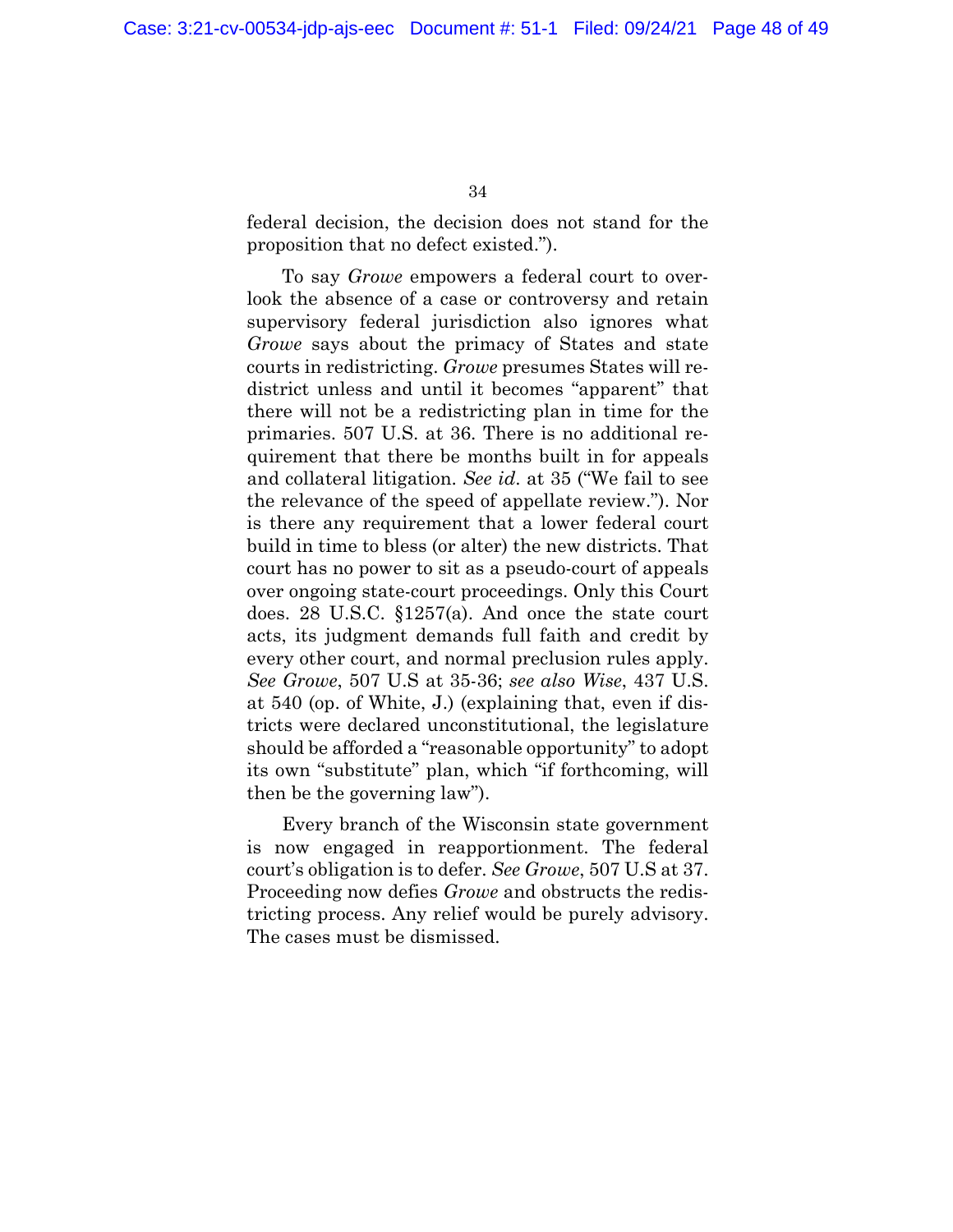federal decision, the decision does not stand for the proposition that no defect existed.").

To say *Growe* empowers a federal court to overlook the absence of a case or controversy and retain supervisory federal jurisdiction also ignores what *Growe* says about the primacy of States and state courts in redistricting. *Growe* presumes States will redistrict unless and until it becomes "apparent" that there will not be a redistricting plan in time for the primaries. 507 U.S. at 36. There is no additional requirement that there be months built in for appeals and collateral litigation. *See id.* at 35 ("We fail to see the relevance of the speed of appellate review."). Nor is there any requirement that a lower federal court build in time to bless (or alter) the new districts. That court has no power to sit as a pseudo-court of appeals over ongoing state-court proceedings. Only this Court does. 28 U.S.C. §1257(a). And once the state court acts, its judgment demands full faith and credit by every other court, and normal preclusion rules apply. *See Growe*, 507 U.S at 35-36; *see also Wise*, 437 U.S. at 540 (op. of White, J.) (explaining that, even if districts were declared unconstitutional, the legislature should be afforded a "reasonable opportunity" to adopt its own "substitute" plan, which "if forthcoming, will then be the governing law").

Every branch of the Wisconsin state government is now engaged in reapportionment. The federal court's obligation is to defer. *See Growe*, 507 U.S at 37. Proceeding now defies *Growe* and obstructs the redistricting process. Any relief would be purely advisory. The cases must be dismissed.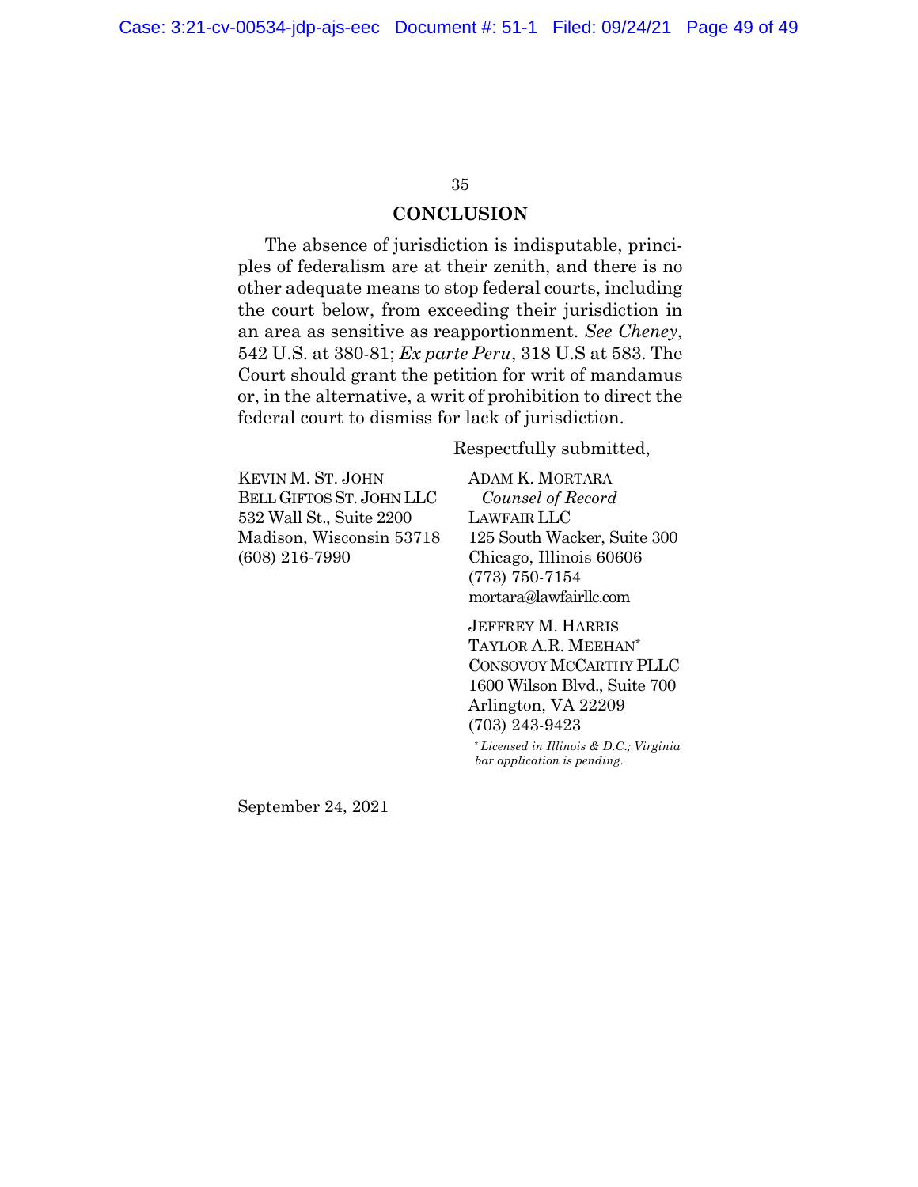## CONCLUSION

The absence of jurisdiction is indisputable, principles of federalism are at their zenith, and there is no other adequate means to stop federal courts, including the court below, from exceeding their jurisdiction in an area as sensitive as reapportionment. *See Cheney*, 542 U.S. at 380-81; *Ex parte Peru*, 318 U.S at 583. The Court should grant the petition for writ of mandamus or, in the alternative, a writ of prohibition to direct the federal court to dismiss for lack of jurisdiction.

Respectfully submitted,

KEVIN M. ST. JOHN
BELL GIFTOS ST. JOHN LLC
532 Wall St., Suite 2200
Madison, Wisconsin 53718
(608) 216-7990

ADAM K. MORTARA
*Counsel of Record*
LAWFAIR LLC
125 South Wacker, Suite 300
Chicago, Illinois 60606
(773) 750-7154
mortara@lawfairllc.com

JEFFREY M. HARRIS
TAYLOR A.R. MEEHAN*
CONSOVOY MCCARTHY PLLC
1600 Wilson Blvd., Suite 700
Arlington, VA 22209
(703) 243-9423

*\* Licensed in Illinois & D.C.; Virginia bar application is pending.*

September 24, 2021